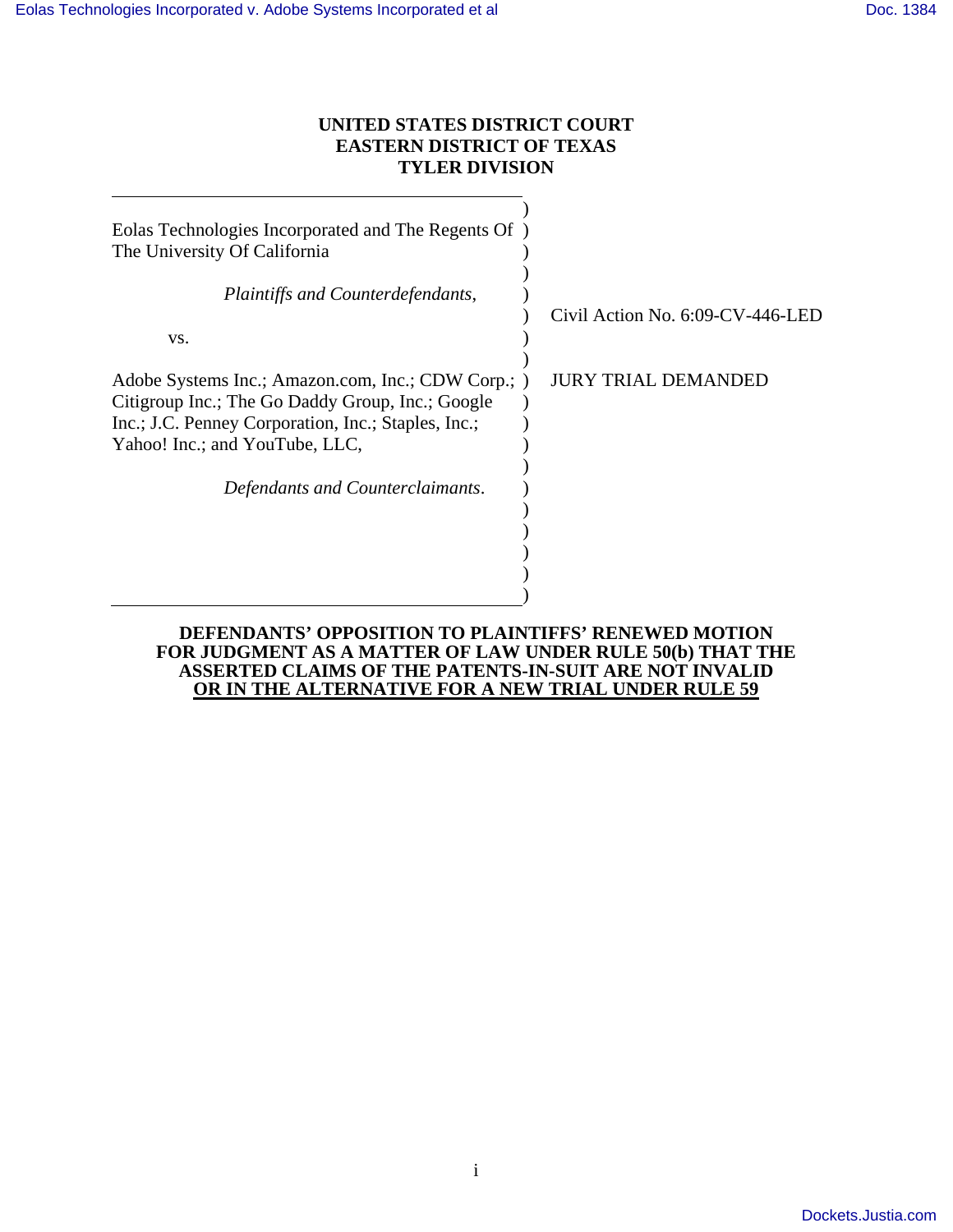**UNITED STATES DISTRICT COURT**
**EASTERN DISTRICT OF TEXAS**
**TYLER DIVISION**

Eolas Technologies Incorporated and The Regents Of The University Of California

*Plaintiffs and Counterdefendants,*

vs.

Adobe Systems Inc.; Amazon.com, Inc.; CDW Corp.; Citigroup Inc.; The Go Daddy Group, Inc.; Google Inc.; J.C. Penney Corporation, Inc.; Staples, Inc.; Yahoo! Inc.; and YouTube, LLC,

*Defendants and Counterclaimants.*

Civil Action No. 6:09-CV-446-LED

JURY TRIAL DEMANDED

**DEFENDANTS' OPPOSITION TO PLAINTIFFS' RENEWED MOTION FOR JUDGMENT AS A MATTER OF LAW UNDER RULE 50(b) THAT THE ASSERTED CLAIMS OF THE PATENTS-IN-SUIT ARE NOT INVALID OR IN THE ALTERNATIVE FOR A NEW TRIAL UNDER RULE 59**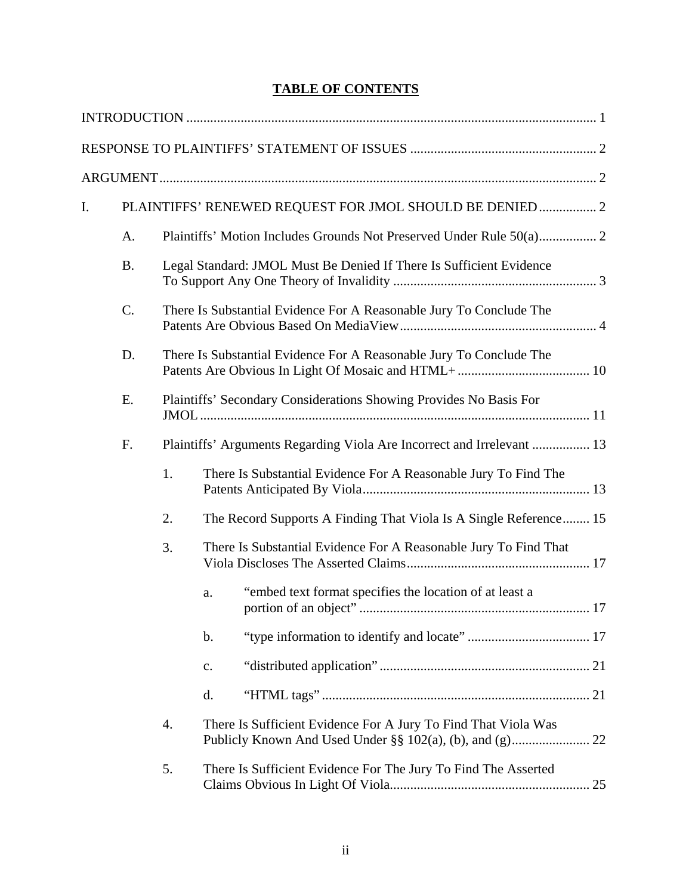# TABLE OF CONTENTS

INTRODUCTION ........................................................................................................................ 1

RESPONSE TO PLAINTIFFS' STATEMENT OF ISSUES ...................................................... 2

ARGUMENT ................................................................................................................................ 2

I. PLAINTIFFS' RENEWED REQUEST FOR JMOL SHOULD BE DENIED ................. 2

  A. Plaintiffs' Motion Includes Grounds Not Preserved Under Rule 50(a) ................. 2

  B. Legal Standard: JMOL Must Be Denied If There Is Sufficient Evidence To Support Any One Theory of Invalidity ............................................................ 3

  C. There Is Substantial Evidence For A Reasonable Jury To Conclude The Patents Are Obvious Based On MediaView .......................................................... 4

  D. There Is Substantial Evidence For A Reasonable Jury To Conclude The Patents Are Obvious In Light Of Mosaic and HTML+ ....................................... 10

  E. Plaintiffs' Secondary Considerations Showing Provides No Basis For JMOL ................................................................................................................. 11

  F. Plaintiffs' Arguments Regarding Viola Are Incorrect and Irrelevant ................. 13

    1. There Is Substantial Evidence For A Reasonable Jury To Find The Patents Anticipated By Viola ................................................................... 13

    2. The Record Supports A Finding That Viola Is A Single Reference ........ 15

    3. There Is Substantial Evidence For A Reasonable Jury To Find That Viola Discloses The Asserted Claims ...................................................... 17

      a. "embed text format specifies the location of at least a portion of an object" ................................................................... 17

      b. "type information to identify and locate" .................................... 17

      c. "distributed application" ............................................................. 21

      d. "HTML tags" ............................................................................... 21

    4. There Is Sufficient Evidence For A Jury To Find That Viola Was Publicly Known And Used Under §§ 102(a), (b), and (g) ....................... 22

    5. There Is Sufficient Evidence For The Jury To Find The Asserted Claims Obvious In Light Of Viola ........................................................... 25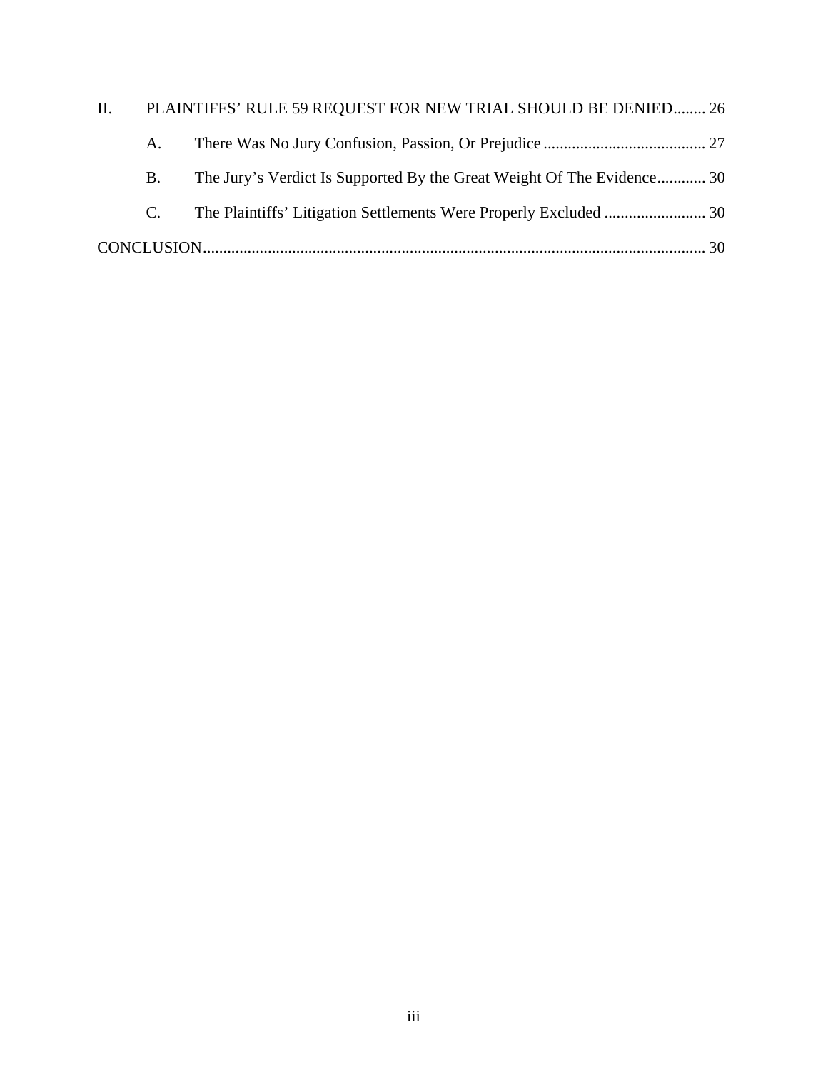II. PLAINTIFFS' RULE 59 REQUEST FOR NEW TRIAL SHOULD BE DENIED........ 26

  A. There Was No Jury Confusion, Passion, Or Prejudice........................................ 27

  B. The Jury's Verdict Is Supported By the Great Weight Of The Evidence............ 30

  C. The Plaintiffs' Litigation Settlements Were Properly Excluded ......................... 30

CONCLUSION........................................................................................................... 30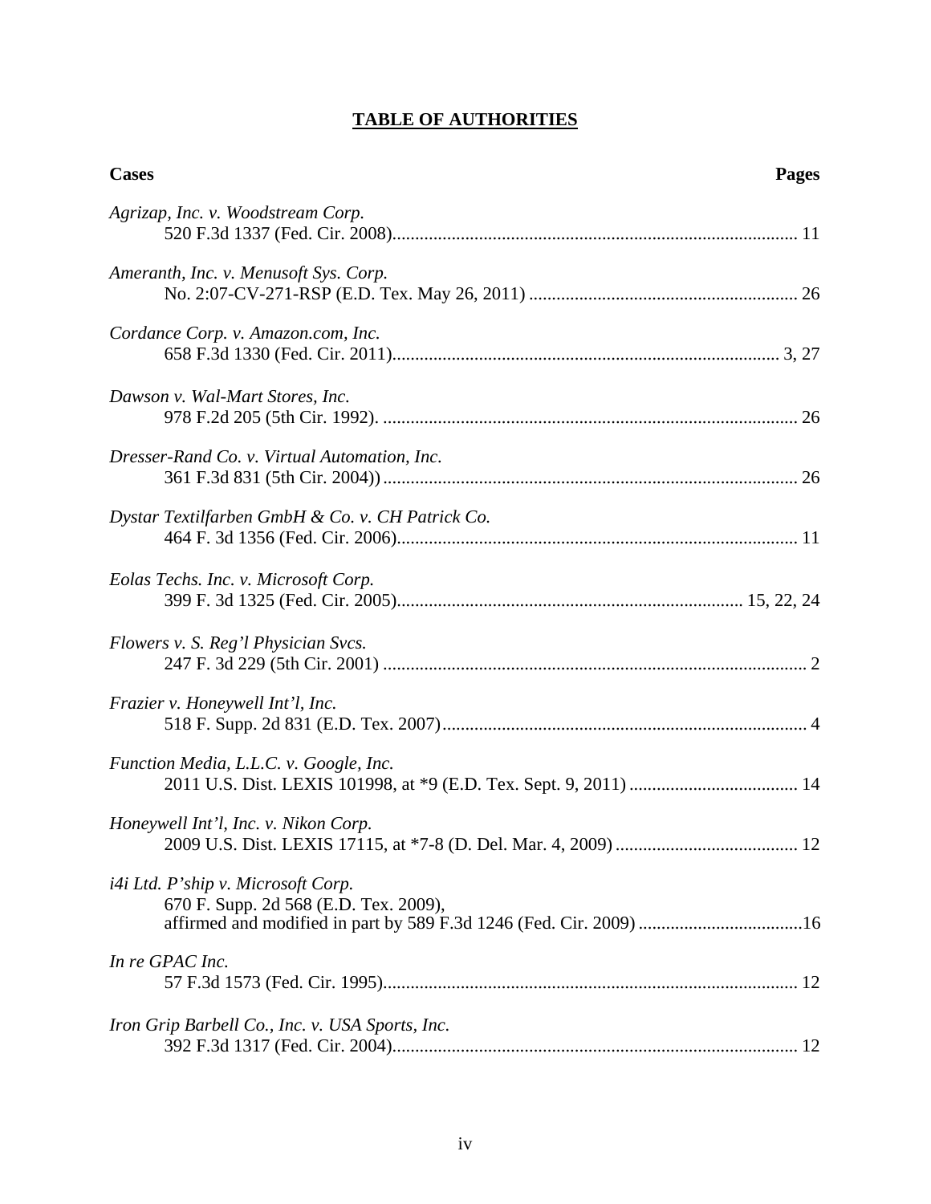## TABLE OF AUTHORITIES

**Cases** **Pages**

*Agrizap, Inc. v. Woodstream Corp.*
520 F.3d 1337 (Fed. Cir. 2008)........................................................................................ 11

*Ameranth, Inc. v. Menusoft Sys. Corp.*
No. 2:07-CV-271-RSP (E.D. Tex. May 26, 2011) .......................................................... 26

*Cordance Corp. v. Amazon.com, Inc.*
658 F.3d 1330 (Fed. Cir. 2011).................................................................................... 3, 27

*Dawson v. Wal-Mart Stores, Inc.*
978 F.2d 205 (5th Cir. 1992). .......................................................................................... 26

*Dresser-Rand Co. v. Virtual Automation, Inc.*
361 F.3d 831 (5th Cir. 2004)) .......................................................................................... 26

*Dystar Textilfarben GmbH & Co. v. CH Patrick Co.*
464 F. 3d 1356 (Fed. Cir. 2006)....................................................................................... 11

*Eolas Techs. Inc. v. Microsoft Corp.*
399 F. 3d 1325 (Fed. Cir. 2005)........................................................................... 15, 22, 24

*Flowers v. S. Reg'l Physician Svcs.*
247 F. 3d 229 (5th Cir. 2001) ............................................................................................ 2

*Frazier v. Honeywell Int'l, Inc.*
518 F. Supp. 2d 831 (E.D. Tex. 2007)............................................................................... 4

*Function Media, L.L.C. v. Google, Inc.*
2011 U.S. Dist. LEXIS 101998, at *9 (E.D. Tex. Sept. 9, 2011) ..................................... 14

*Honeywell Int'l, Inc. v. Nikon Corp.*
2009 U.S. Dist. LEXIS 17115, at *7-8 (D. Del. Mar. 4, 2009) ........................................ 12

*i4i Ltd. P'ship v. Microsoft Corp.*
670 F. Supp. 2d 568 (E.D. Tex. 2009),
affirmed and modified in part by 589 F.3d 1246 (Fed. Cir. 2009) ....................................16

*In re GPAC Inc.*
57 F.3d 1573 (Fed. Cir. 1995)........................................................................................... 12

*Iron Grip Barbell Co., Inc. v. USA Sports, Inc.*
392 F.3d 1317 (Fed. Cir. 2004)........................................................................................ 12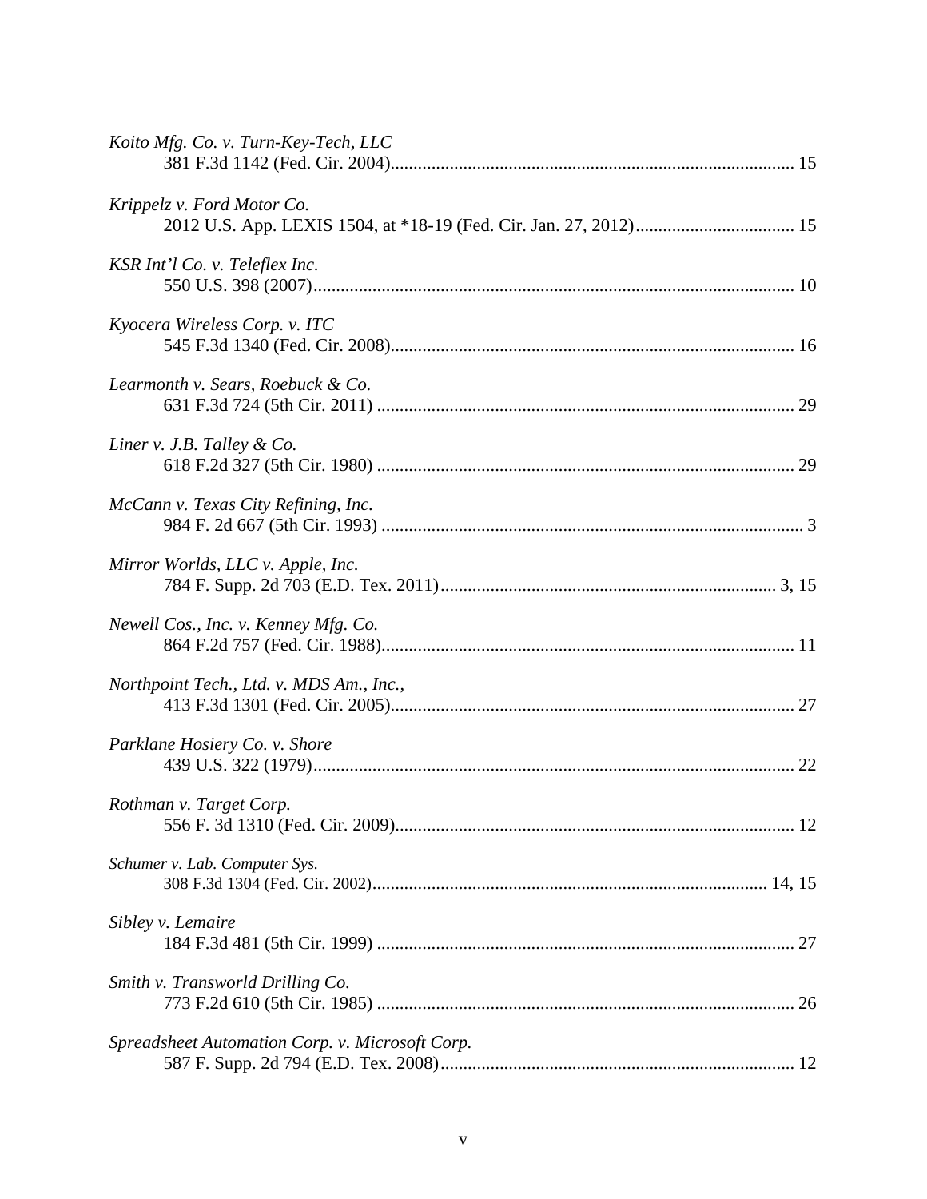*Koito Mfg. Co. v. Turn-Key-Tech, LLC*
381 F.3d 1142 (Fed. Cir. 2004)........................................................................................ 15

*Krippelz v. Ford Motor Co.*
2012 U.S. App. LEXIS 1504, at *18-19 (Fed. Cir. Jan. 27, 2012)................................... 15

*KSR Int'l Co. v. Teleflex Inc.*
550 U.S. 398 (2007)......................................................................................................... 10

*Kyocera Wireless Corp. v. ITC*
545 F.3d 1340 (Fed. Cir. 2008)........................................................................................ 16

*Learmonth v. Sears, Roebuck & Co.*
631 F.3d 724 (5th Cir. 2011) ........................................................................................... 29

*Liner v. J.B. Talley & Co.*
618 F.2d 327 (5th Cir. 1980) ........................................................................................... 29

*McCann v. Texas City Refining, Inc.*
984 F. 2d 667 (5th Cir. 1993) ............................................................................................ 3

*Mirror Worlds, LLC v. Apple, Inc.*
784 F. Supp. 2d 703 (E.D. Tex. 2011).......................................................................... 3, 15

*Newell Cos., Inc. v. Kenney Mfg. Co.*
864 F.2d 757 (Fed. Cir. 1988)........................................................................................... 11

*Northpoint Tech., Ltd. v. MDS Am., Inc.,*
413 F.3d 1301 (Fed. Cir. 2005)........................................................................................ 27

*Parklane Hosiery Co. v. Shore*
439 U.S. 322 (1979).......................................................................................................... 22

*Rothman v. Target Corp.*
556 F. 3d 1310 (Fed. Cir. 2009)....................................................................................... 12

*Schumer v. Lab. Computer Sys.*
308 F.3d 1304 (Fed. Cir. 2002)................................................................................... 14, 15

*Sibley v. Lemaire*
184 F.3d 481 (5th Cir. 1999) ........................................................................................... 27

*Smith v. Transworld Drilling Co.*
773 F.2d 610 (5th Cir. 1985) ........................................................................................... 26

*Spreadsheet Automation Corp. v. Microsoft Corp.*
587 F. Supp. 2d 794 (E.D. Tex. 2008)............................................................................. 12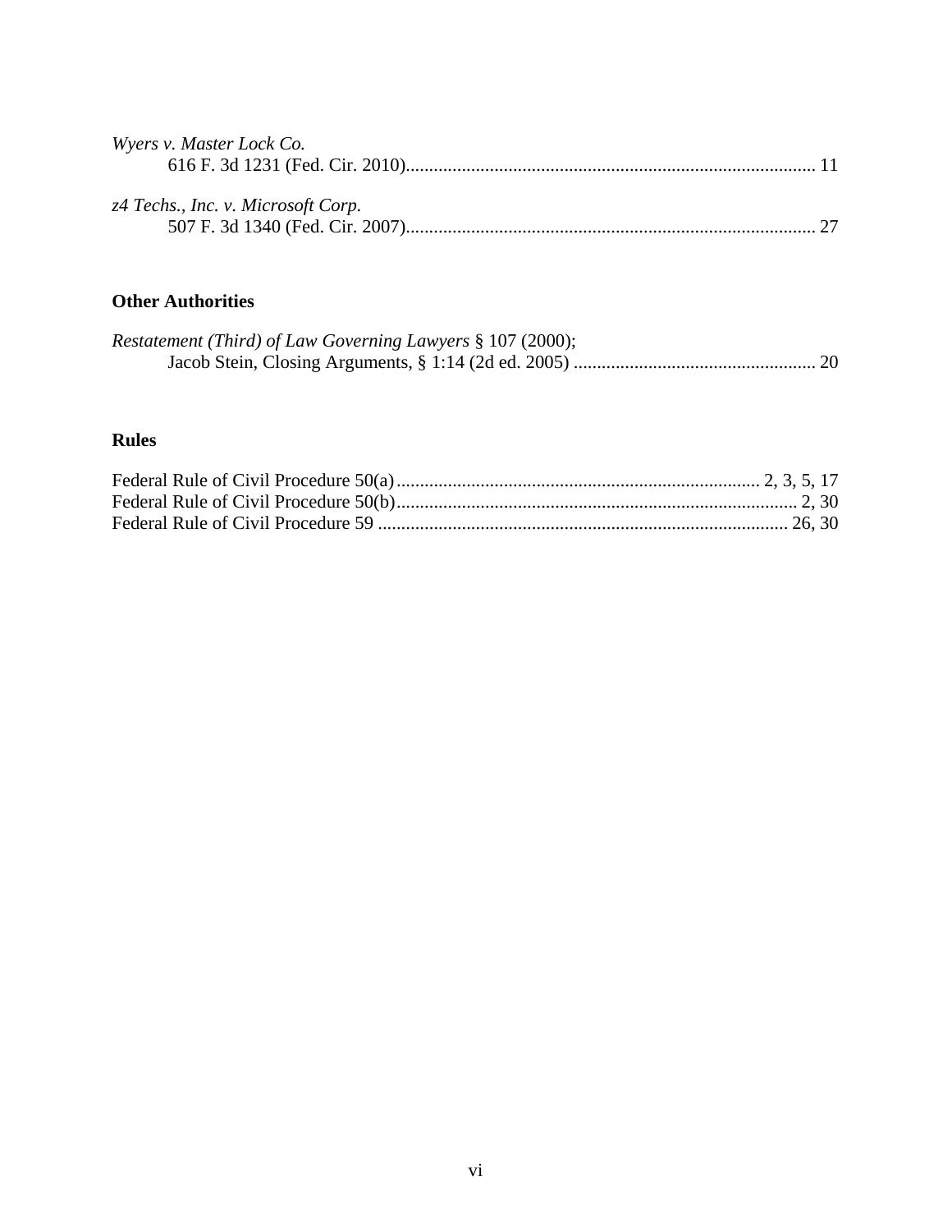*Wyers v. Master Lock Co.*
616 F. 3d 1231 (Fed. Cir. 2010)........................................................................................ 11

*z4 Techs., Inc. v. Microsoft Corp.*
507 F. 3d 1340 (Fed. Cir. 2007)........................................................................................ 27

**Other Authorities**

*Restatement (Third) of Law Governing Lawyers* § 107 (2000);
Jacob Stein, Closing Arguments, § 1:14 (2d ed. 2005) .................................................... 20

**Rules**

Federal Rule of Civil Procedure 50(a)............................................................................. 2, 3, 5, 17
Federal Rule of Civil Procedure 50(b)...................................................................................... 2, 30
Federal Rule of Civil Procedure 59 ........................................................................................ 26, 30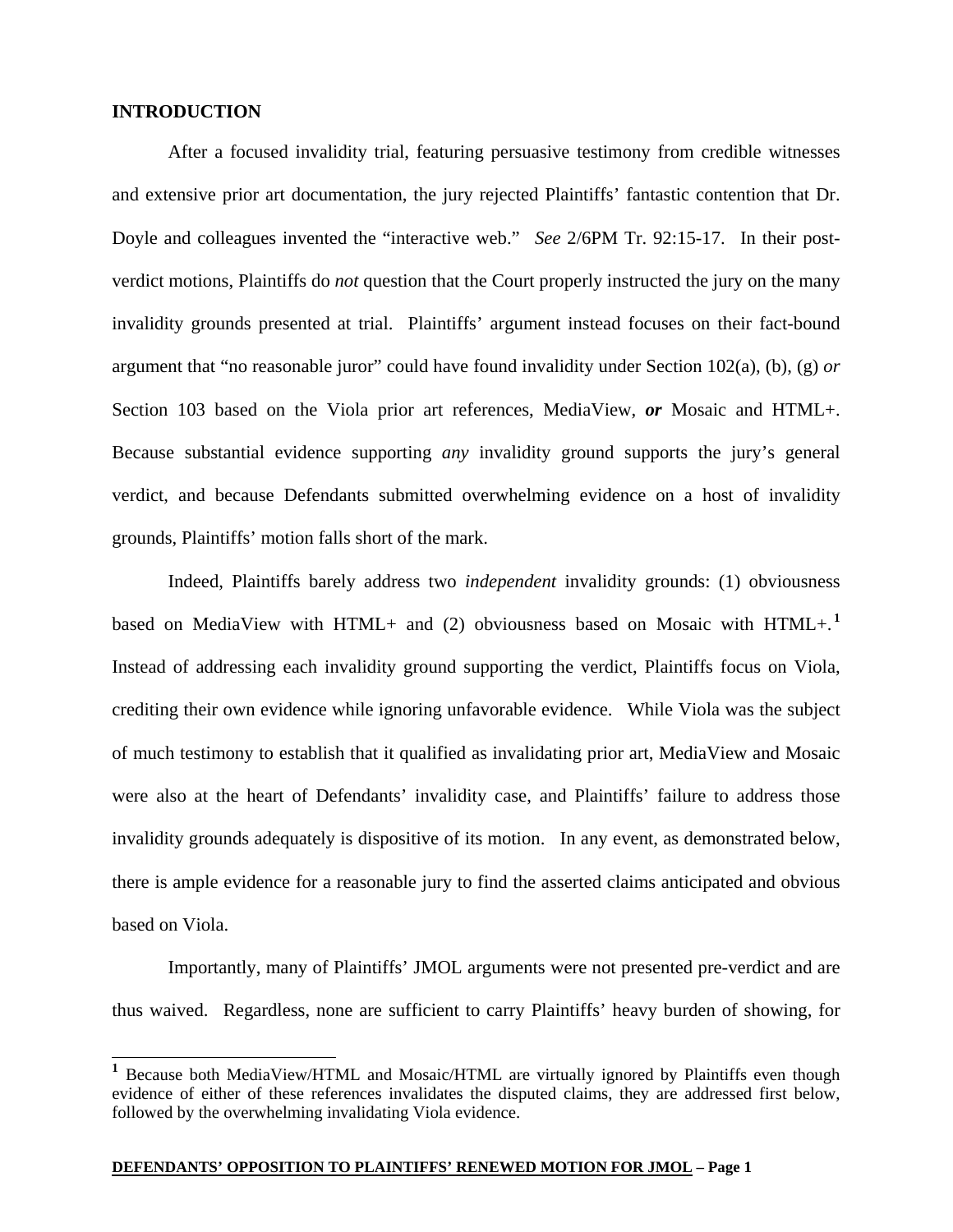## INTRODUCTION

After a focused invalidity trial, featuring persuasive testimony from credible witnesses and extensive prior art documentation, the jury rejected Plaintiffs' fantastic contention that Dr. Doyle and colleagues invented the "interactive web." *See* 2/6PM Tr. 92:15-17. In their post-verdict motions, Plaintiffs do *not* question that the Court properly instructed the jury on the many invalidity grounds presented at trial. Plaintiffs' argument instead focuses on their fact-bound argument that "no reasonable juror" could have found invalidity under Section 102(a), (b), (g) *or* Section 103 based on the Viola prior art references, MediaView, ***or*** Mosaic and HTML+. Because substantial evidence supporting *any* invalidity ground supports the jury's general verdict, and because Defendants submitted overwhelming evidence on a host of invalidity grounds, Plaintiffs' motion falls short of the mark.

Indeed, Plaintiffs barely address two *independent* invalidity grounds: (1) obviousness based on MediaView with HTML+ and (2) obviousness based on Mosaic with HTML+.[1] Instead of addressing each invalidity ground supporting the verdict, Plaintiffs focus on Viola, crediting their own evidence while ignoring unfavorable evidence. While Viola was the subject of much testimony to establish that it qualified as invalidating prior art, MediaView and Mosaic were also at the heart of Defendants' invalidity case, and Plaintiffs' failure to address those invalidity grounds adequately is dispositive of its motion. In any event, as demonstrated below, there is ample evidence for a reasonable jury to find the asserted claims anticipated and obvious based on Viola.

Importantly, many of Plaintiffs' JMOL arguments were not presented pre-verdict and are thus waived. Regardless, none are sufficient to carry Plaintiffs' heavy burden of showing, for

[1] Because both MediaView/HTML and Mosaic/HTML are virtually ignored by Plaintiffs even though evidence of either of these references invalidates the disputed claims, they are addressed first below, followed by the overwhelming invalidating Viola evidence.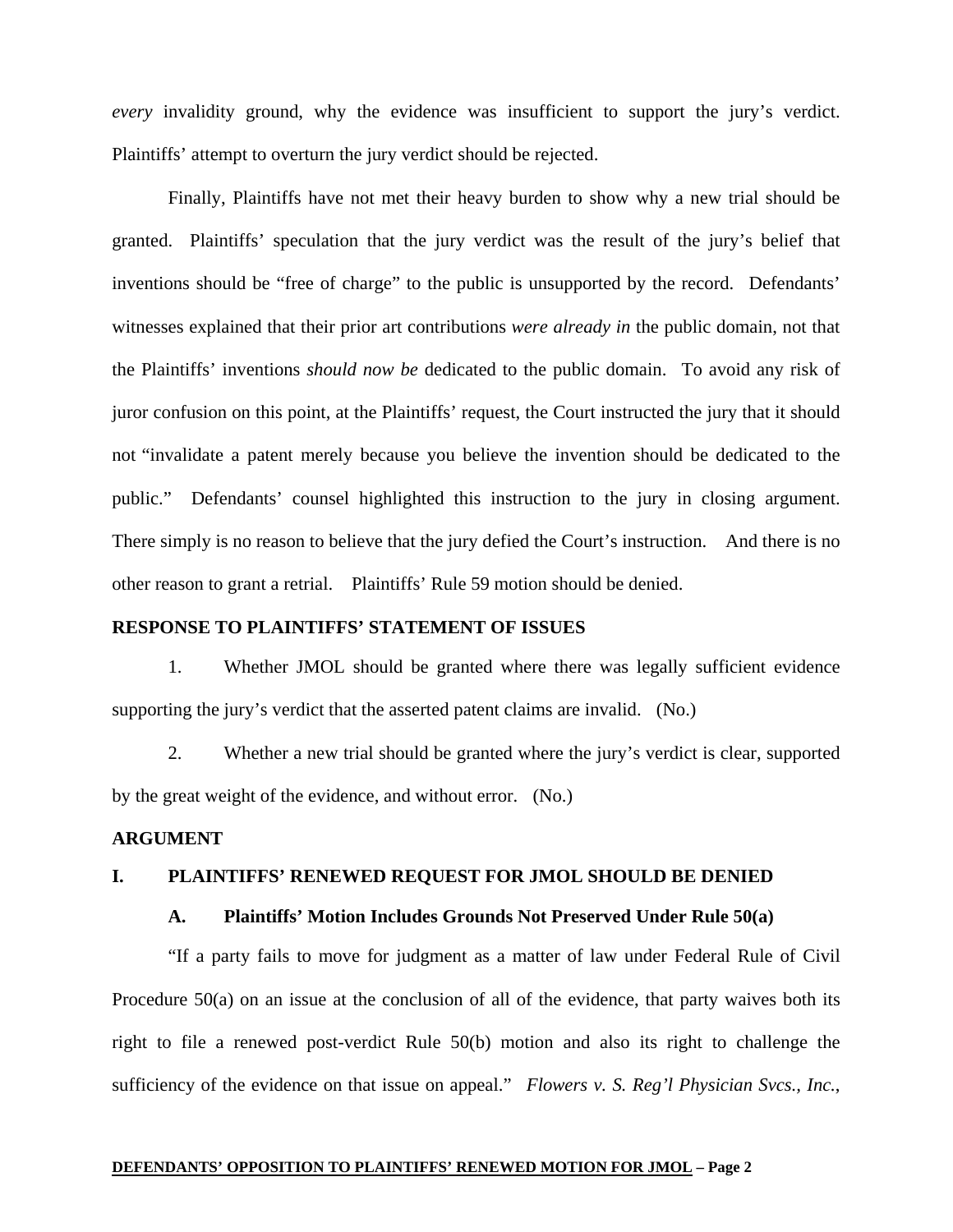*every* invalidity ground, why the evidence was insufficient to support the jury's verdict. Plaintiffs' attempt to overturn the jury verdict should be rejected.

Finally, Plaintiffs have not met their heavy burden to show why a new trial should be granted. Plaintiffs' speculation that the jury verdict was the result of the jury's belief that inventions should be "free of charge" to the public is unsupported by the record. Defendants' witnesses explained that their prior art contributions *were already in* the public domain, not that the Plaintiffs' inventions *should now be* dedicated to the public domain. To avoid any risk of juror confusion on this point, at the Plaintiffs' request, the Court instructed the jury that it should not "invalidate a patent merely because you believe the invention should be dedicated to the public." Defendants' counsel highlighted this instruction to the jury in closing argument. There simply is no reason to believe that the jury defied the Court's instruction. And there is no other reason to grant a retrial. Plaintiffs' Rule 59 motion should be denied.

**RESPONSE TO PLAINTIFFS' STATEMENT OF ISSUES**

1. Whether JMOL should be granted where there was legally sufficient evidence supporting the jury's verdict that the asserted patent claims are invalid. (No.)

2. Whether a new trial should be granted where the jury's verdict is clear, supported by the great weight of the evidence, and without error. (No.)

**ARGUMENT**

**I. PLAINTIFFS' RENEWED REQUEST FOR JMOL SHOULD BE DENIED**

**A. Plaintiffs' Motion Includes Grounds Not Preserved Under Rule 50(a)**

"If a party fails to move for judgment as a matter of law under Federal Rule of Civil Procedure 50(a) on an issue at the conclusion of all of the evidence, that party waives both its right to file a renewed post-verdict Rule 50(b) motion and also its right to challenge the sufficiency of the evidence on that issue on appeal." *Flowers v. S. Reg'l Physician Svcs., Inc.*,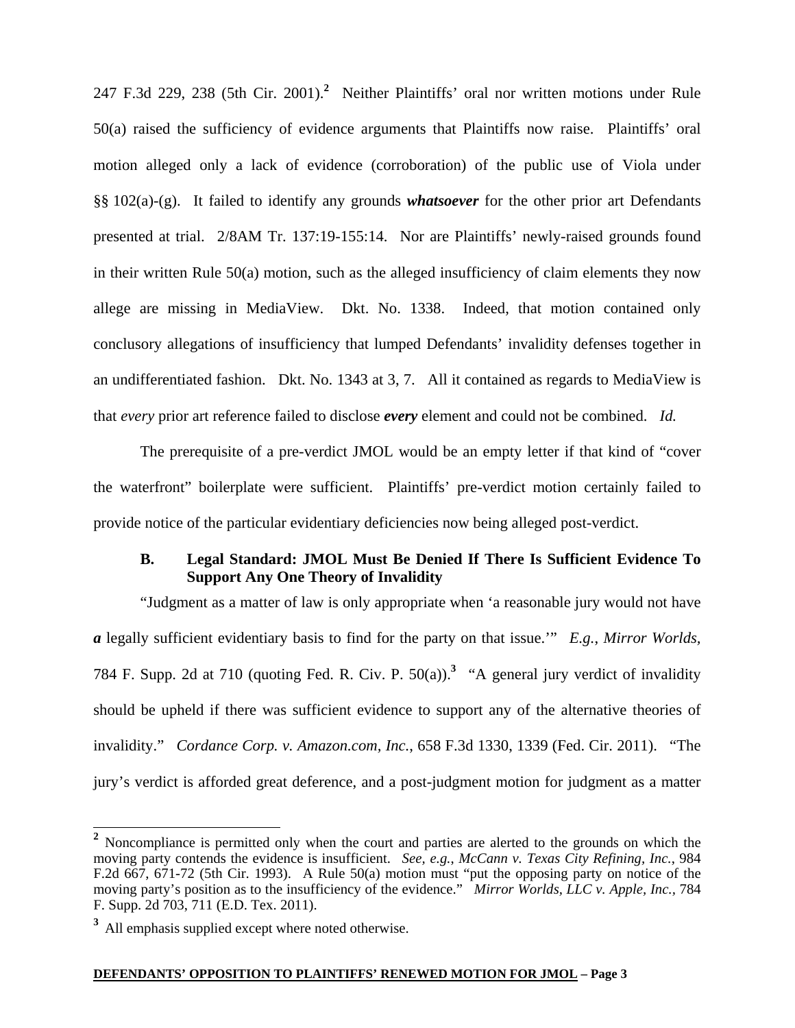247 F.3d 229, 238 (5th Cir. 2001).[2] Neither Plaintiffs' oral nor written motions under Rule 50(a) raised the sufficiency of evidence arguments that Plaintiffs now raise. Plaintiffs' oral motion alleged only a lack of evidence (corroboration) of the public use of Viola under §§ 102(a)-(g). It failed to identify any grounds ***whatsoever*** for the other prior art Defendants presented at trial. 2/8AM Tr. 137:19-155:14. Nor are Plaintiffs' newly-raised grounds found in their written Rule 50(a) motion, such as the alleged insufficiency of claim elements they now allege are missing in MediaView. Dkt. No. 1338. Indeed, that motion contained only conclusory allegations of insufficiency that lumped Defendants' invalidity defenses together in an undifferentiated fashion. Dkt. No. 1343 at 3, 7. All it contained as regards to MediaView is that *every* prior art reference failed to disclose ***every*** element and could not be combined. *Id.*

The prerequisite of a pre-verdict JMOL would be an empty letter if that kind of "cover the waterfront" boilerplate were sufficient. Plaintiffs' pre-verdict motion certainly failed to provide notice of the particular evidentiary deficiencies now being alleged post-verdict.

### B. Legal Standard: JMOL Must Be Denied If There Is Sufficient Evidence To Support Any One Theory of Invalidity

"Judgment as a matter of law is only appropriate when 'a reasonable jury would not have ***a*** legally sufficient evidentiary basis to find for the party on that issue.'" *E.g.*, *Mirror Worlds*, 784 F. Supp. 2d at 710 (quoting Fed. R. Civ. P. 50(a)).[3] "A general jury verdict of invalidity should be upheld if there was sufficient evidence to support any of the alternative theories of invalidity." *Cordance Corp. v. Amazon.com, Inc.*, 658 F.3d 1330, 1339 (Fed. Cir. 2011). "The jury's verdict is afforded great deference, and a post-judgment motion for judgment as a matter

---

[2] Noncompliance is permitted only when the court and parties are alerted to the grounds on which the moving party contends the evidence is insufficient. *See, e.g.*, *McCann v. Texas City Refining, Inc.*, 984 F.2d 667, 671-72 (5th Cir. 1993). A Rule 50(a) motion must "put the opposing party on notice of the moving party's position as to the insufficiency of the evidence." *Mirror Worlds, LLC v. Apple, Inc.*, 784 F. Supp. 2d 703, 711 (E.D. Tex. 2011).

[3] All emphasis supplied except where noted otherwise.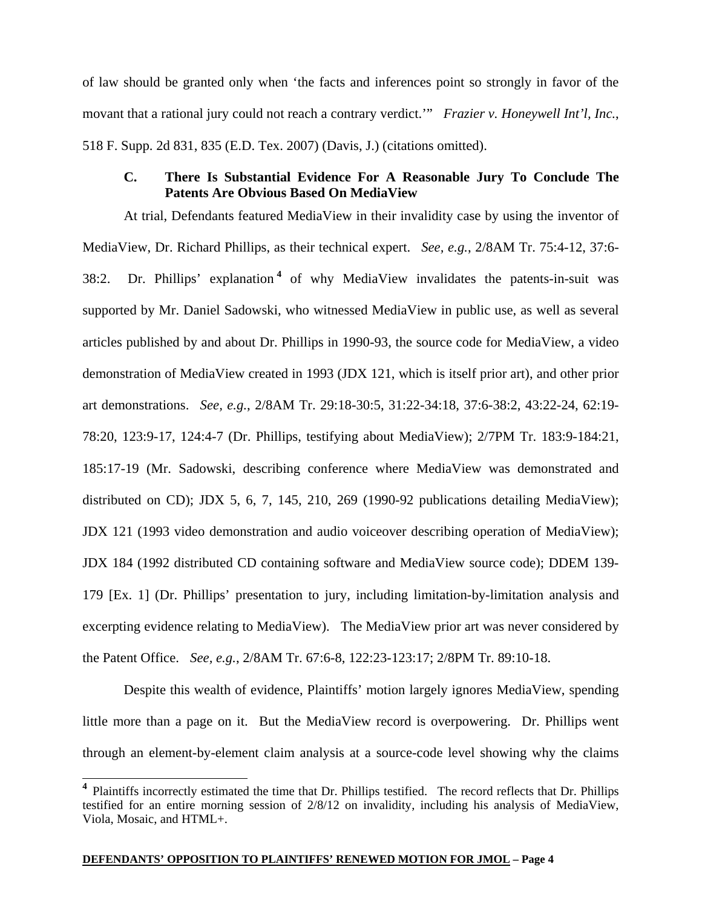of law should be granted only when 'the facts and inferences point so strongly in favor of the movant that a rational jury could not reach a contrary verdict.'" *Frazier v. Honeywell Int'l, Inc.*, 518 F. Supp. 2d 831, 835 (E.D. Tex. 2007) (Davis, J.) (citations omitted).

### C. There Is Substantial Evidence For A Reasonable Jury To Conclude The Patents Are Obvious Based On MediaView

At trial, Defendants featured MediaView in their invalidity case by using the inventor of MediaView, Dr. Richard Phillips, as their technical expert. *See, e.g.*, 2/8AM Tr. 75:4-12, 37:6-38:2. Dr. Phillips' explanation[4] of why MediaView invalidates the patents-in-suit was supported by Mr. Daniel Sadowski, who witnessed MediaView in public use, as well as several articles published by and about Dr. Phillips in 1990-93, the source code for MediaView, a video demonstration of MediaView created in 1993 (JDX 121, which is itself prior art), and other prior art demonstrations. *See, e.g.*, 2/8AM Tr. 29:18-30:5, 31:22-34:18, 37:6-38:2, 43:22-24, 62:19-78:20, 123:9-17, 124:4-7 (Dr. Phillips, testifying about MediaView); 2/7PM Tr. 183:9-184:21, 185:17-19 (Mr. Sadowski, describing conference where MediaView was demonstrated and distributed on CD); JDX 5, 6, 7, 145, 210, 269 (1990-92 publications detailing MediaView); JDX 121 (1993 video demonstration and audio voiceover describing operation of MediaView); JDX 184 (1992 distributed CD containing software and MediaView source code); DDEM 139-179 [Ex. 1] (Dr. Phillips' presentation to jury, including limitation-by-limitation analysis and excerpting evidence relating to MediaView). The MediaView prior art was never considered by the Patent Office. *See, e.g.*, 2/8AM Tr. 67:6-8, 122:23-123:17; 2/8PM Tr. 89:10-18.

Despite this wealth of evidence, Plaintiffs' motion largely ignores MediaView, spending little more than a page on it. But the MediaView record is overpowering. Dr. Phillips went through an element-by-element claim analysis at a source-code level showing why the claims

[4] Plaintiffs incorrectly estimated the time that Dr. Phillips testified. The record reflects that Dr. Phillips testified for an entire morning session of 2/8/12 on invalidity, including his analysis of MediaView, Viola, Mosaic, and HTML+.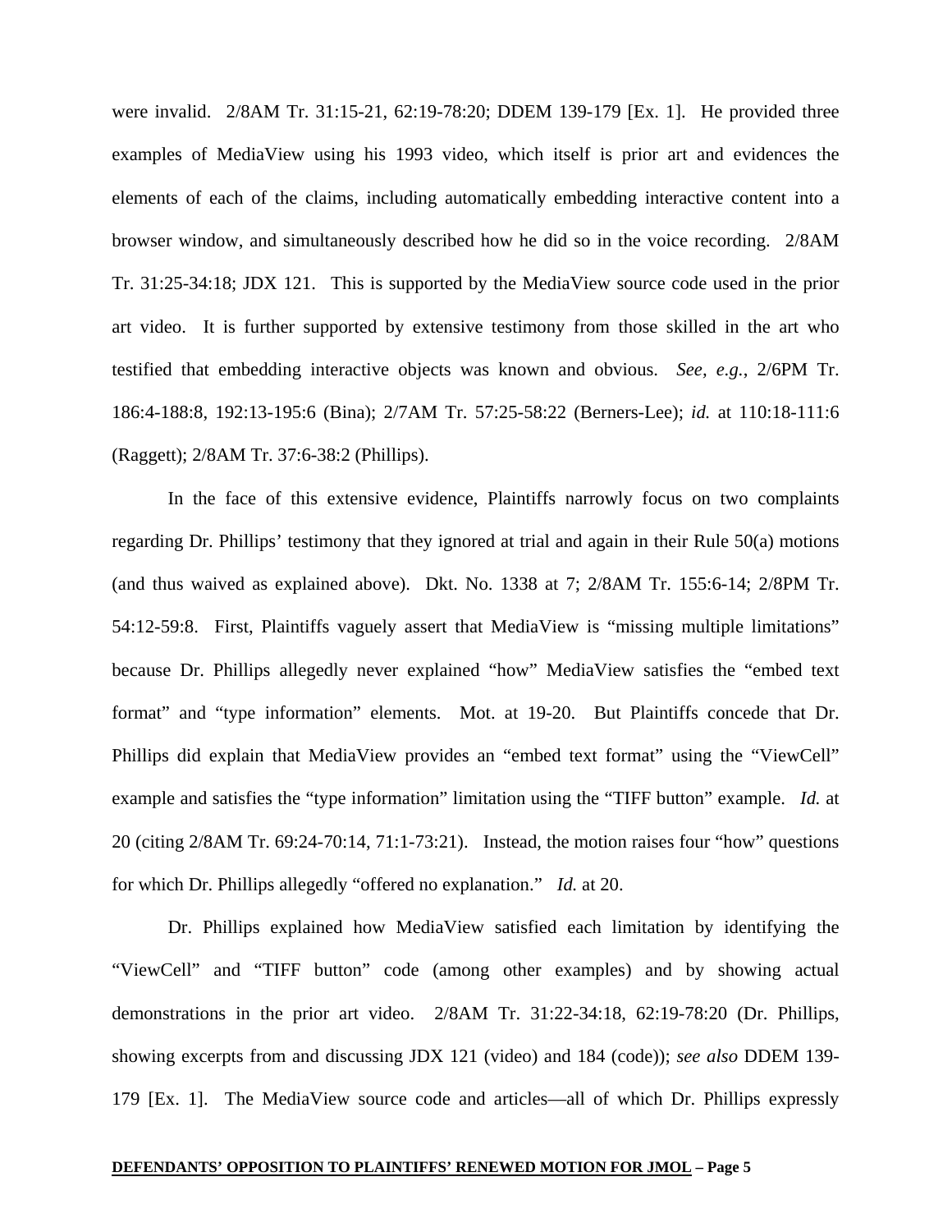were invalid. 2/8AM Tr. 31:15-21, 62:19-78:20; DDEM 139-179 [Ex. 1]. He provided three examples of MediaView using his 1993 video, which itself is prior art and evidences the elements of each of the claims, including automatically embedding interactive content into a browser window, and simultaneously described how he did so in the voice recording. 2/8AM Tr. 31:25-34:18; JDX 121. This is supported by the MediaView source code used in the prior art video. It is further supported by extensive testimony from those skilled in the art who testified that embedding interactive objects was known and obvious. *See, e.g.*, 2/6PM Tr. 186:4-188:8, 192:13-195:6 (Bina); 2/7AM Tr. 57:25-58:22 (Berners-Lee); *id.* at 110:18-111:6 (Raggett); 2/8AM Tr. 37:6-38:2 (Phillips).

In the face of this extensive evidence, Plaintiffs narrowly focus on two complaints regarding Dr. Phillips' testimony that they ignored at trial and again in their Rule 50(a) motions (and thus waived as explained above). Dkt. No. 1338 at 7; 2/8AM Tr. 155:6-14; 2/8PM Tr. 54:12-59:8. First, Plaintiffs vaguely assert that MediaView is "missing multiple limitations" because Dr. Phillips allegedly never explained "how" MediaView satisfies the "embed text format" and "type information" elements. Mot. at 19-20. But Plaintiffs concede that Dr. Phillips did explain that MediaView provides an "embed text format" using the "ViewCell" example and satisfies the "type information" limitation using the "TIFF button" example. *Id.* at 20 (citing 2/8AM Tr. 69:24-70:14, 71:1-73:21). Instead, the motion raises four "how" questions for which Dr. Phillips allegedly "offered no explanation." *Id.* at 20.

Dr. Phillips explained how MediaView satisfied each limitation by identifying the "ViewCell" and "TIFF button" code (among other examples) and by showing actual demonstrations in the prior art video. 2/8AM Tr. 31:22-34:18, 62:19-78:20 (Dr. Phillips, showing excerpts from and discussing JDX 121 (video) and 184 (code)); *see also* DDEM 139-179 [Ex. 1]. The MediaView source code and articles—all of which Dr. Phillips expressly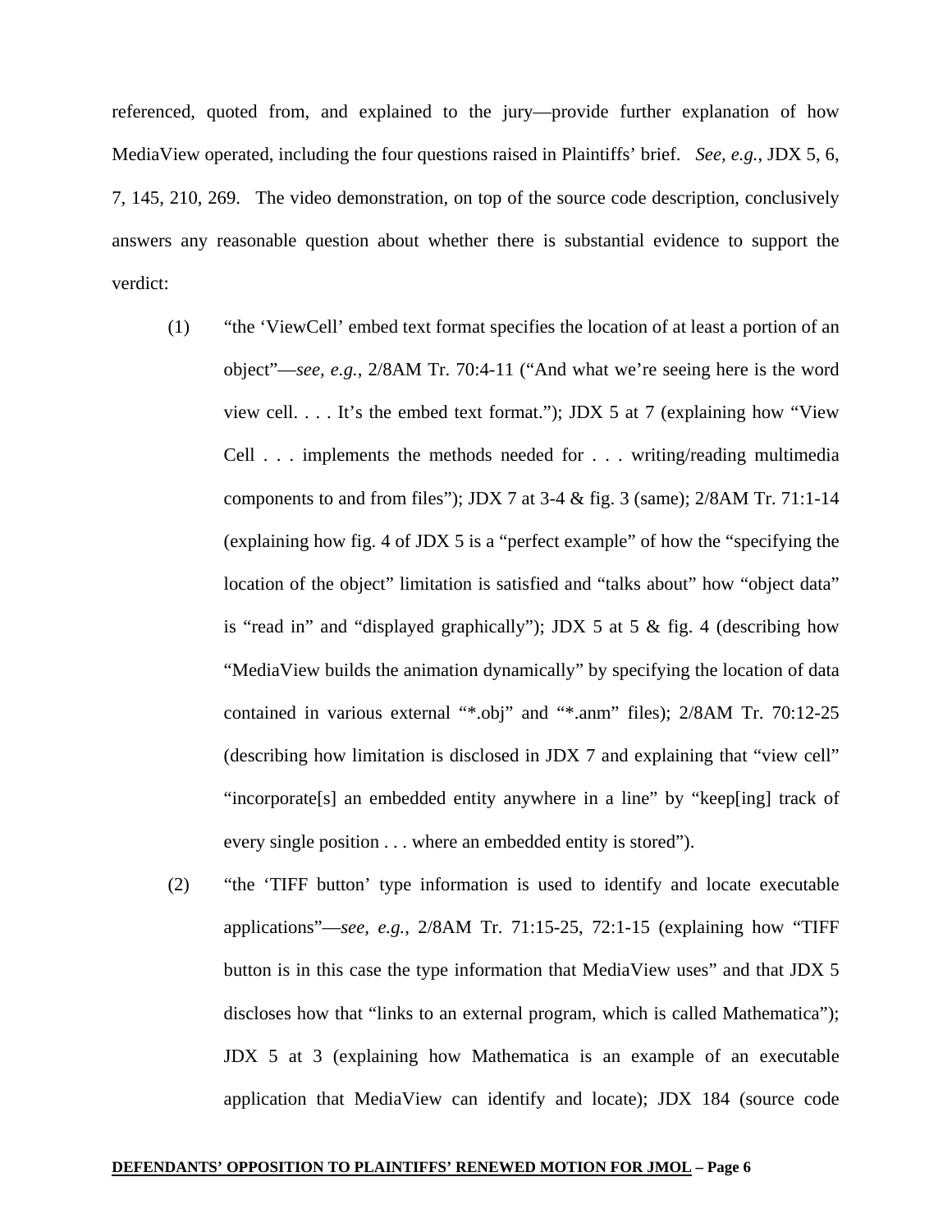referenced, quoted from, and explained to the jury—provide further explanation of how MediaView operated, including the four questions raised in Plaintiffs' brief. *See, e.g.*, JDX 5, 6, 7, 145, 210, 269. The video demonstration, on top of the source code description, conclusively answers any reasonable question about whether there is substantial evidence to support the verdict:

(1) "the 'ViewCell' embed text format specifies the location of at least a portion of an object"—*see, e.g.*, 2/8AM Tr. 70:4-11 ("And what we're seeing here is the word view cell. . . . It's the embed text format."); JDX 5 at 7 (explaining how "View Cell . . . implements the methods needed for . . . writing/reading multimedia components to and from files"); JDX 7 at 3-4 & fig. 3 (same); 2/8AM Tr. 71:1-14 (explaining how fig. 4 of JDX 5 is a "perfect example" of how the "specifying the location of the object" limitation is satisfied and "talks about" how "object data" is "read in" and "displayed graphically"); JDX 5 at 5 & fig. 4 (describing how "MediaView builds the animation dynamically" by specifying the location of data contained in various external "*.obj" and "*.anm" files); 2/8AM Tr. 70:12-25 (describing how limitation is disclosed in JDX 7 and explaining that "view cell" "incorporate[s] an embedded entity anywhere in a line" by "keep[ing] track of every single position . . . where an embedded entity is stored").

(2) "the 'TIFF button' type information is used to identify and locate executable applications"—*see, e.g.*, 2/8AM Tr. 71:15-25, 72:1-15 (explaining how "TIFF button is in this case the type information that MediaView uses" and that JDX 5 discloses how that "links to an external program, which is called Mathematica"); JDX 5 at 3 (explaining how Mathematica is an example of an executable application that MediaView can identify and locate); JDX 184 (source code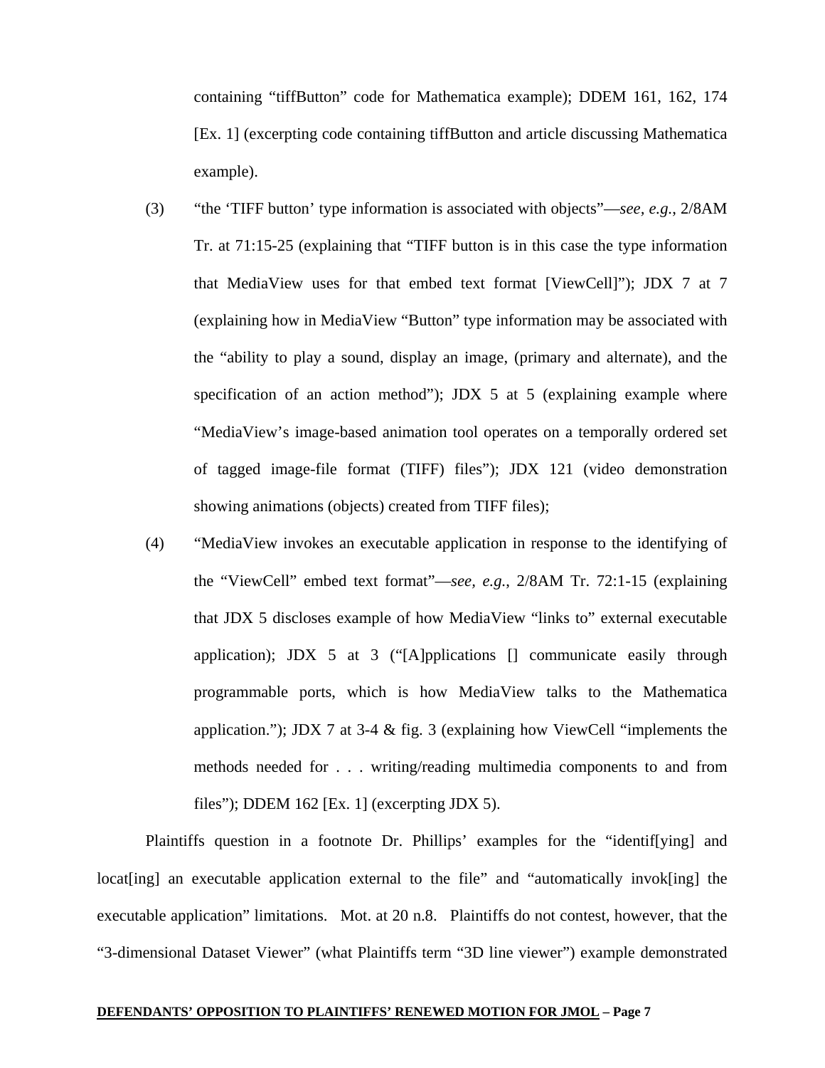containing "tiffButton" code for Mathematica example); DDEM 161, 162, 174 [Ex. 1] (excerpting code containing tiffButton and article discussing Mathematica example).

(3) "the 'TIFF button' type information is associated with objects"—*see, e.g.*, 2/8AM Tr. at 71:15-25 (explaining that "TIFF button is in this case the type information that MediaView uses for that embed text format [ViewCell]"); JDX 7 at 7 (explaining how in MediaView "Button" type information may be associated with the "ability to play a sound, display an image, (primary and alternate), and the specification of an action method"); JDX 5 at 5 (explaining example where "MediaView's image-based animation tool operates on a temporally ordered set of tagged image-file format (TIFF) files"); JDX 121 (video demonstration showing animations (objects) created from TIFF files);

(4) "MediaView invokes an executable application in response to the identifying of the "ViewCell" embed text format"—*see, e.g.*, 2/8AM Tr. 72:1-15 (explaining that JDX 5 discloses example of how MediaView "links to" external executable application); JDX 5 at 3 ("[A]pplications [] communicate easily through programmable ports, which is how MediaView talks to the Mathematica application."); JDX 7 at 3-4 & fig. 3 (explaining how ViewCell "implements the methods needed for . . . writing/reading multimedia components to and from files"); DDEM 162 [Ex. 1] (excerpting JDX 5).

Plaintiffs question in a footnote Dr. Phillips' examples for the "identif[ying] and locat[ing] an executable application external to the file" and "automatically invok[ing] the executable application" limitations. Mot. at 20 n.8. Plaintiffs do not contest, however, that the "3-dimensional Dataset Viewer" (what Plaintiffs term "3D line viewer") example demonstrated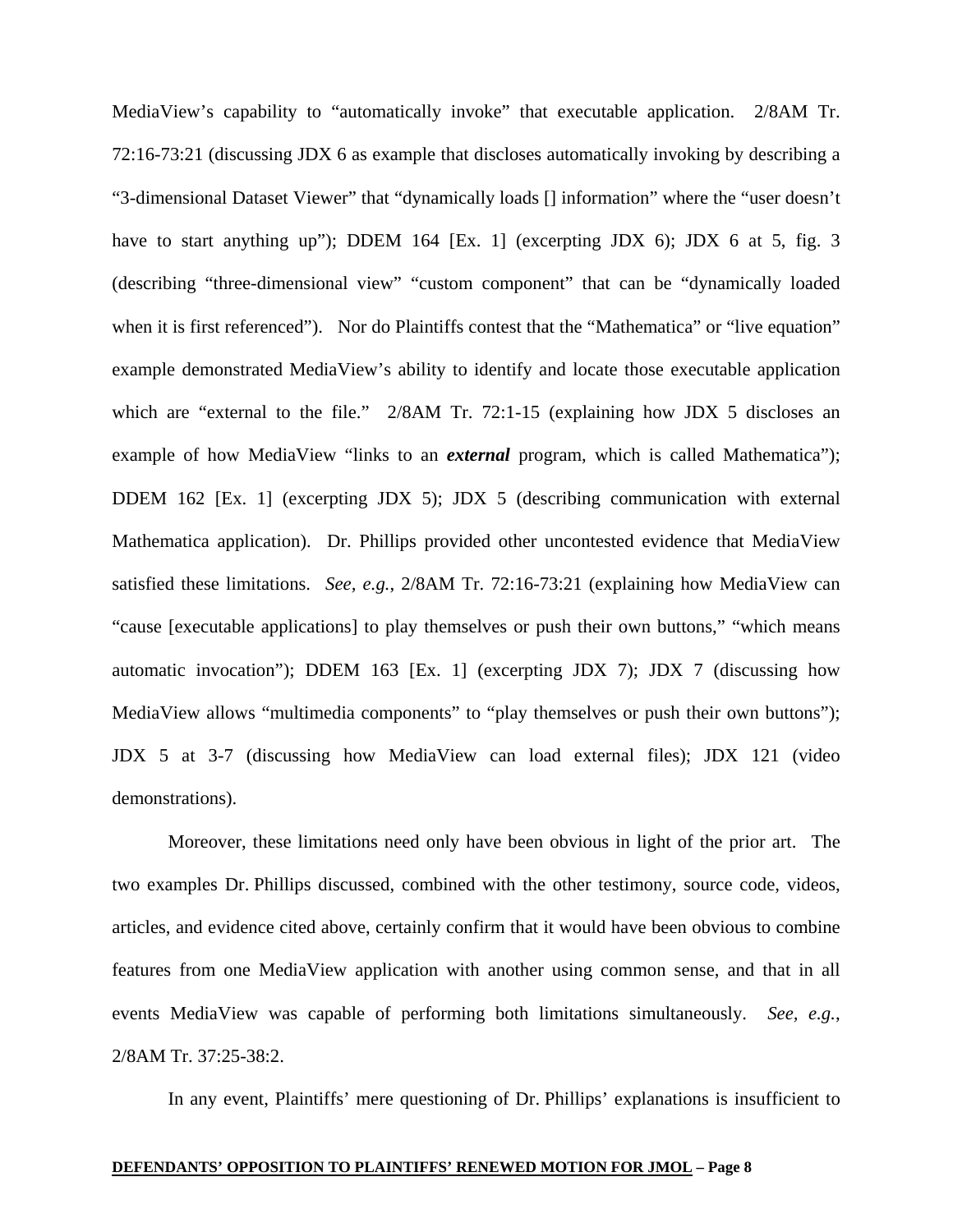MediaView's capability to "automatically invoke" that executable application. 2/8AM Tr. 72:16-73:21 (discussing JDX 6 as example that discloses automatically invoking by describing a "3-dimensional Dataset Viewer" that "dynamically loads [] information" where the "user doesn't have to start anything up"); DDEM 164 [Ex. 1] (excerpting JDX 6); JDX 6 at 5, fig. 3 (describing "three-dimensional view" "custom component" that can be "dynamically loaded when it is first referenced"). Nor do Plaintiffs contest that the "Mathematica" or "live equation" example demonstrated MediaView's ability to identify and locate those executable application which are "external to the file." 2/8AM Tr. 72:1-15 (explaining how JDX 5 discloses an example of how MediaView "links to an ***external*** program, which is called Mathematica"); DDEM 162 [Ex. 1] (excerpting JDX 5); JDX 5 (describing communication with external Mathematica application). Dr. Phillips provided other uncontested evidence that MediaView satisfied these limitations. *See, e.g.*, 2/8AM Tr. 72:16-73:21 (explaining how MediaView can "cause [executable applications] to play themselves or push their own buttons," "which means automatic invocation"); DDEM 163 [Ex. 1] (excerpting JDX 7); JDX 7 (discussing how MediaView allows "multimedia components" to "play themselves or push their own buttons"); JDX 5 at 3-7 (discussing how MediaView can load external files); JDX 121 (video demonstrations).

Moreover, these limitations need only have been obvious in light of the prior art. The two examples Dr. Phillips discussed, combined with the other testimony, source code, videos, articles, and evidence cited above, certainly confirm that it would have been obvious to combine features from one MediaView application with another using common sense, and that in all events MediaView was capable of performing both limitations simultaneously. *See, e.g.*, 2/8AM Tr. 37:25-38:2.

In any event, Plaintiffs' mere questioning of Dr. Phillips' explanations is insufficient to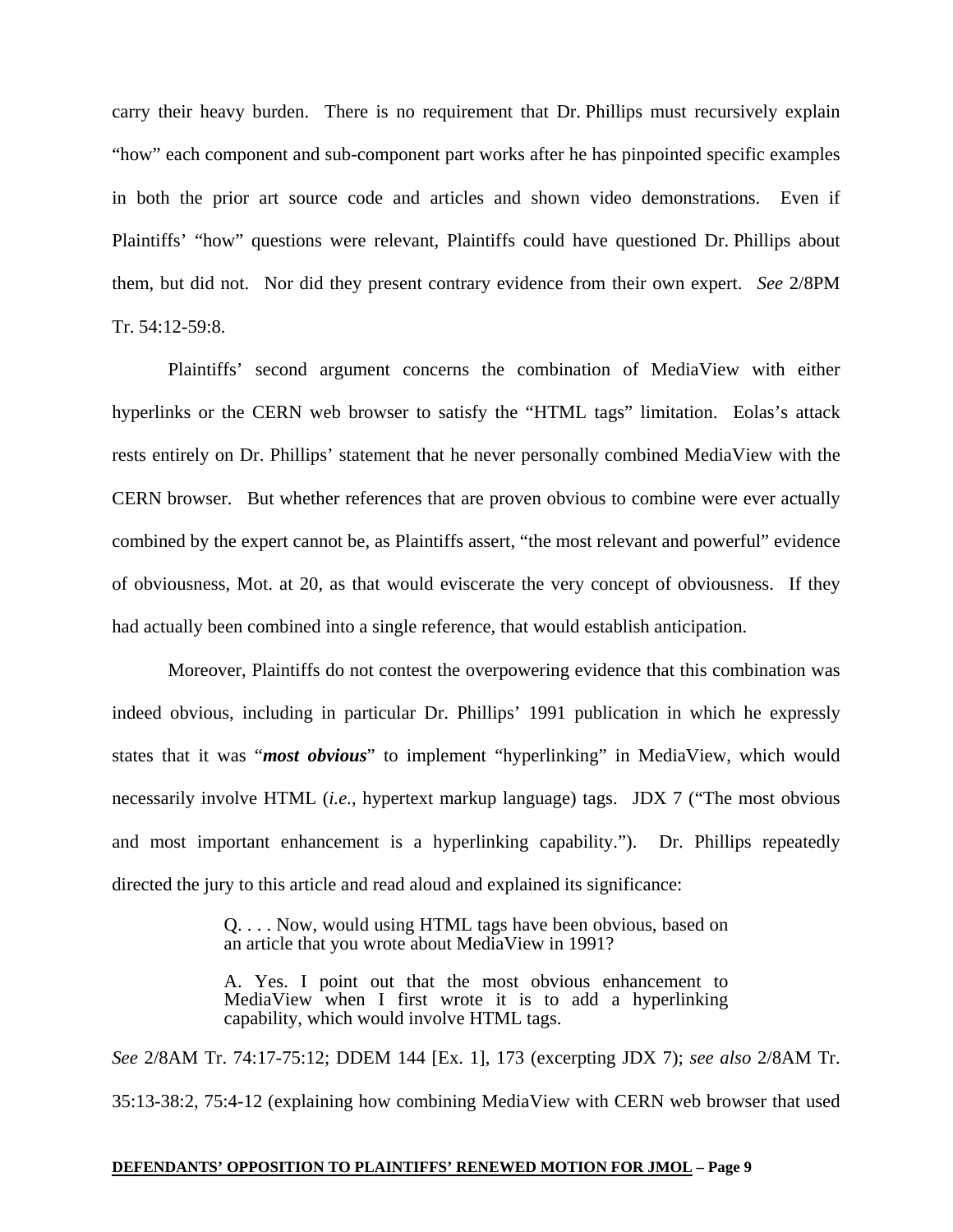carry their heavy burden. There is no requirement that Dr. Phillips must recursively explain "how" each component and sub-component part works after he has pinpointed specific examples in both the prior art source code and articles and shown video demonstrations. Even if Plaintiffs' "how" questions were relevant, Plaintiffs could have questioned Dr. Phillips about them, but did not. Nor did they present contrary evidence from their own expert. *See* 2/8PM Tr. 54:12-59:8.

Plaintiffs' second argument concerns the combination of MediaView with either hyperlinks or the CERN web browser to satisfy the "HTML tags" limitation. Eolas's attack rests entirely on Dr. Phillips' statement that he never personally combined MediaView with the CERN browser. But whether references that are proven obvious to combine were ever actually combined by the expert cannot be, as Plaintiffs assert, "the most relevant and powerful" evidence of obviousness, Mot. at 20, as that would eviscerate the very concept of obviousness. If they had actually been combined into a single reference, that would establish anticipation.

Moreover, Plaintiffs do not contest the overpowering evidence that this combination was indeed obvious, including in particular Dr. Phillips' 1991 publication in which he expressly states that it was "***most obvious***" to implement "hyperlinking" in MediaView, which would necessarily involve HTML (*i.e.*, hypertext markup language) tags. JDX 7 ("The most obvious and most important enhancement is a hyperlinking capability."). Dr. Phillips repeatedly directed the jury to this article and read aloud and explained its significance:

> Q. . . . Now, would using HTML tags have been obvious, based on an article that you wrote about MediaView in 1991?
>
> A. Yes. I point out that the most obvious enhancement to MediaView when I first wrote it is to add a hyperlinking capability, which would involve HTML tags.

*See* 2/8AM Tr. 74:17-75:12; DDEM 144 [Ex. 1], 173 (excerpting JDX 7); *see also* 2/8AM Tr. 35:13-38:2, 75:4-12 (explaining how combining MediaView with CERN web browser that used

**DEFENDANTS' OPPOSITION TO PLAINTIFFS' RENEWED MOTION FOR JMOL – Page 9**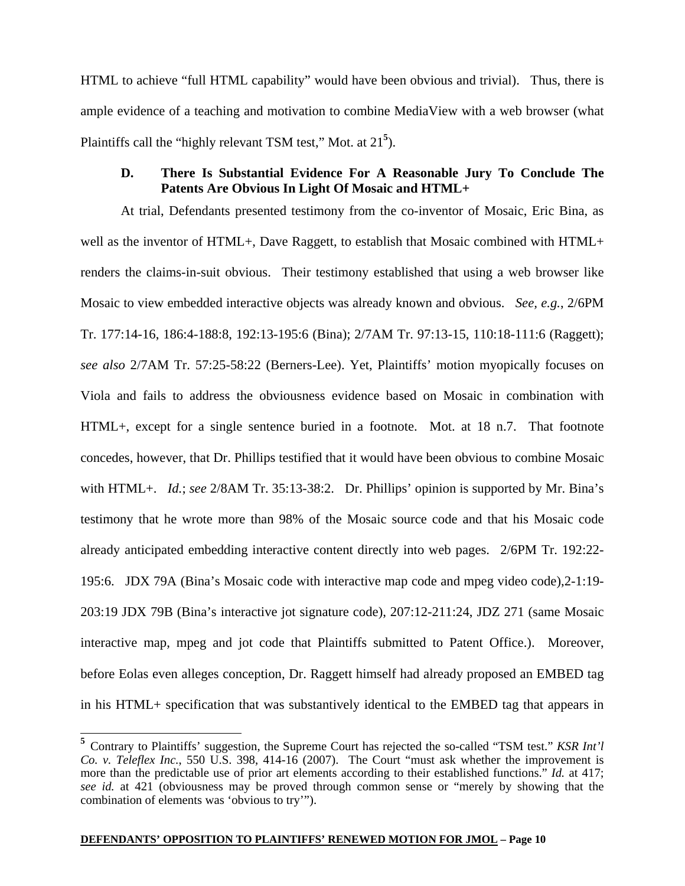HTML to achieve "full HTML capability" would have been obvious and trivial). Thus, there is ample evidence of a teaching and motivation to combine MediaView with a web browser (what Plaintiffs call the "highly relevant TSM test," Mot. at 21[5]).

### D. There Is Substantial Evidence For A Reasonable Jury To Conclude The Patents Are Obvious In Light Of Mosaic and HTML+

At trial, Defendants presented testimony from the co-inventor of Mosaic, Eric Bina, as well as the inventor of HTML+, Dave Raggett, to establish that Mosaic combined with HTML+ renders the claims-in-suit obvious. Their testimony established that using a web browser like Mosaic to view embedded interactive objects was already known and obvious. *See, e.g.*, 2/6PM Tr. 177:14-16, 186:4-188:8, 192:13-195:6 (Bina); 2/7AM Tr. 97:13-15, 110:18-111:6 (Raggett); *see also* 2/7AM Tr. 57:25-58:22 (Berners-Lee). Yet, Plaintiffs' motion myopically focuses on Viola and fails to address the obviousness evidence based on Mosaic in combination with HTML+, except for a single sentence buried in a footnote. Mot. at 18 n.7. That footnote concedes, however, that Dr. Phillips testified that it would have been obvious to combine Mosaic with HTML+. *Id.*; *see* 2/8AM Tr. 35:13-38:2. Dr. Phillips' opinion is supported by Mr. Bina's testimony that he wrote more than 98% of the Mosaic source code and that his Mosaic code already anticipated embedding interactive content directly into web pages. 2/6PM Tr. 192:22-195:6. JDX 79A (Bina's Mosaic code with interactive map code and mpeg video code),2-1:19-203:19 JDX 79B (Bina's interactive jot signature code), 207:12-211:24, JDZ 271 (same Mosaic interactive map, mpeg and jot code that Plaintiffs submitted to Patent Office.). Moreover, before Eolas even alleges conception, Dr. Raggett himself had already proposed an EMBED tag in his HTML+ specification that was substantively identical to the EMBED tag that appears in

---

[5] Contrary to Plaintiffs' suggestion, the Supreme Court has rejected the so-called "TSM test." *KSR Int'l Co. v. Teleflex Inc.*, 550 U.S. 398, 414-16 (2007). The Court "must ask whether the improvement is more than the predictable use of prior art elements according to their established functions." *Id.* at 417; *see id.* at 421 (obviousness may be proved through common sense or "merely by showing that the combination of elements was 'obvious to try'").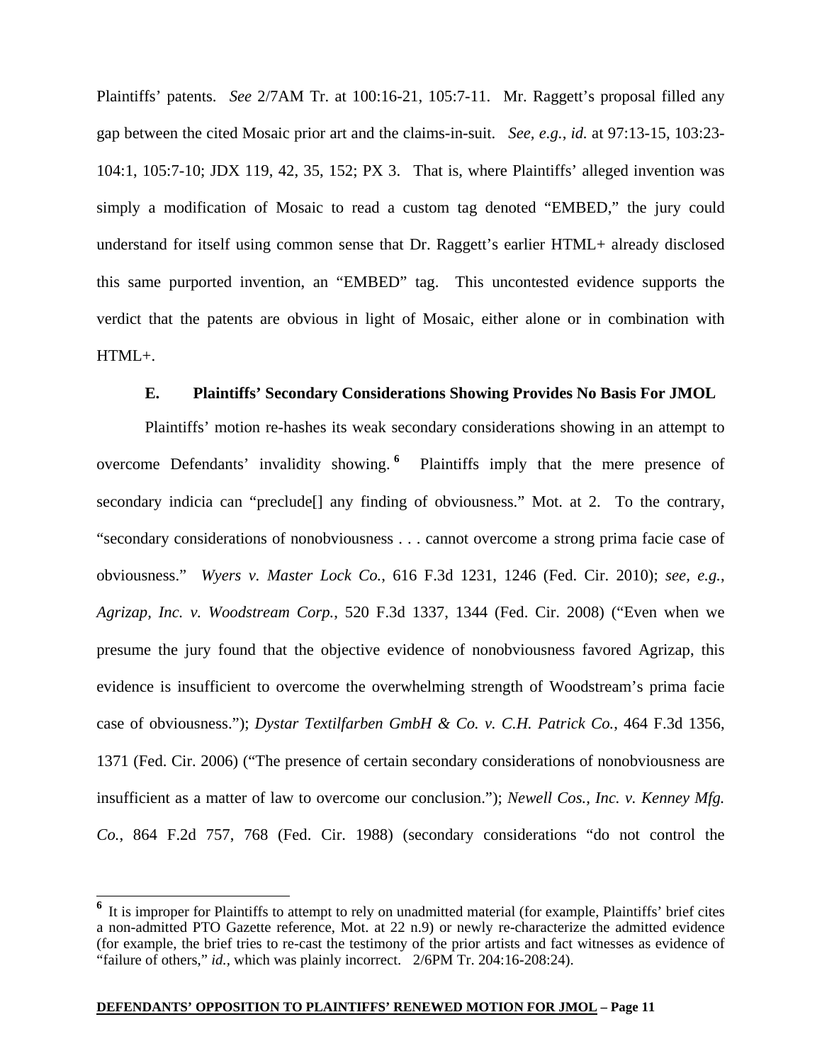Plaintiffs' patents. *See* 2/7AM Tr. at 100:16-21, 105:7-11. Mr. Raggett's proposal filled any gap between the cited Mosaic prior art and the claims-in-suit. *See, e.g.*, *id.* at 97:13-15, 103:23-104:1, 105:7-10; JDX 119, 42, 35, 152; PX 3. That is, where Plaintiffs' alleged invention was simply a modification of Mosaic to read a custom tag denoted "EMBED," the jury could understand for itself using common sense that Dr. Raggett's earlier HTML+ already disclosed this same purported invention, an "EMBED" tag. This uncontested evidence supports the verdict that the patents are obvious in light of Mosaic, either alone or in combination with HTML+.

### E. Plaintiffs' Secondary Considerations Showing Provides No Basis For JMOL

Plaintiffs' motion re-hashes its weak secondary considerations showing in an attempt to overcome Defendants' invalidity showing.[6] Plaintiffs imply that the mere presence of secondary indicia can "preclude[] any finding of obviousness." Mot. at 2. To the contrary, "secondary considerations of nonobviousness . . . cannot overcome a strong prima facie case of obviousness." *Wyers v. Master Lock Co.*, 616 F.3d 1231, 1246 (Fed. Cir. 2010); *see, e.g.*, *Agrizap, Inc. v. Woodstream Corp.*, 520 F.3d 1337, 1344 (Fed. Cir. 2008) ("Even when we presume the jury found that the objective evidence of nonobviousness favored Agrizap, this evidence is insufficient to overcome the overwhelming strength of Woodstream's prima facie case of obviousness."); *Dystar Textilfarben GmbH & Co. v. C.H. Patrick Co.*, 464 F.3d 1356, 1371 (Fed. Cir. 2006) ("The presence of certain secondary considerations of nonobviousness are insufficient as a matter of law to overcome our conclusion."); *Newell Cos., Inc. v. Kenney Mfg. Co.*, 864 F.2d 757, 768 (Fed. Cir. 1988) (secondary considerations "do not control the

---

[6] It is improper for Plaintiffs to attempt to rely on unadmitted material (for example, Plaintiffs' brief cites a non-admitted PTO Gazette reference, Mot. at 22 n.9) or newly re-characterize the admitted evidence (for example, the brief tries to re-cast the testimony of the prior artists and fact witnesses as evidence of "failure of others," *id.*, which was plainly incorrect. 2/6PM Tr. 204:16-208:24).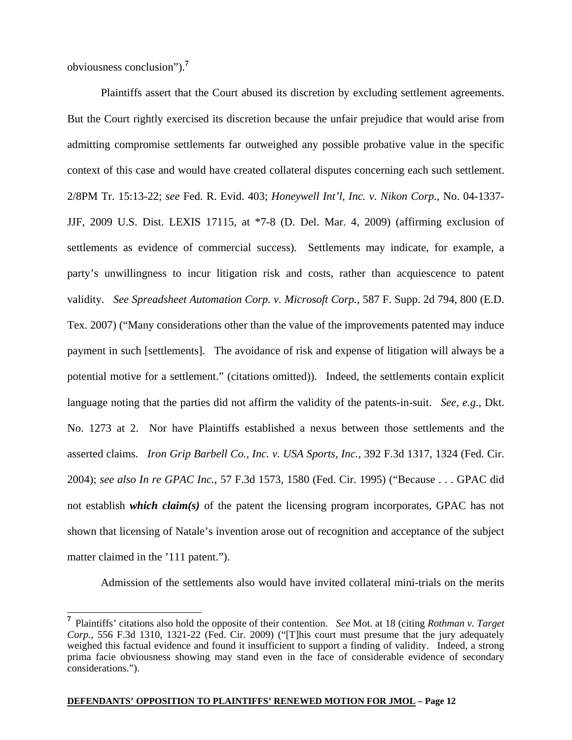obviousness conclusion").[7]

Plaintiffs assert that the Court abused its discretion by excluding settlement agreements. But the Court rightly exercised its discretion because the unfair prejudice that would arise from admitting compromise settlements far outweighed any possible probative value in the specific context of this case and would have created collateral disputes concerning each such settlement. 2/8PM Tr. 15:13-22; *see* Fed. R. Evid. 403; *Honeywell Int'l, Inc. v. Nikon Corp.*, No. 04-1337-JJF, 2009 U.S. Dist. LEXIS 17115, at *7-8 (D. Del. Mar. 4, 2009) (affirming exclusion of settlements as evidence of commercial success). Settlements may indicate, for example, a party's unwillingness to incur litigation risk and costs, rather than acquiescence to patent validity. *See Spreadsheet Automation Corp. v. Microsoft Corp.*, 587 F. Supp. 2d 794, 800 (E.D. Tex. 2007) ("Many considerations other than the value of the improvements patented may induce payment in such [settlements]. The avoidance of risk and expense of litigation will always be a potential motive for a settlement." (citations omitted)). Indeed, the settlements contain explicit language noting that the parties did not affirm the validity of the patents-in-suit. *See, e.g.*, Dkt. No. 1273 at 2. Nor have Plaintiffs established a nexus between those settlements and the asserted claims. *Iron Grip Barbell Co., Inc. v. USA Sports, Inc.*, 392 F.3d 1317, 1324 (Fed. Cir. 2004); *see also In re GPAC Inc.*, 57 F.3d 1573, 1580 (Fed. Cir. 1995) ("Because . . . GPAC did not establish ***which claim(s)*** of the patent the licensing program incorporates, GPAC has not shown that licensing of Natale's invention arose out of recognition and acceptance of the subject matter claimed in the '111 patent.").

Admission of the settlements also would have invited collateral mini-trials on the merits

---

[7] Plaintiffs' citations also hold the opposite of their contention. *See* Mot. at 18 (citing *Rothman v. Target Corp.*, 556 F.3d 1310, 1321-22 (Fed. Cir. 2009) ("[T]his court must presume that the jury adequately weighed this factual evidence and found it insufficient to support a finding of validity. Indeed, a strong prima facie obviousness showing may stand even in the face of considerable evidence of secondary considerations.").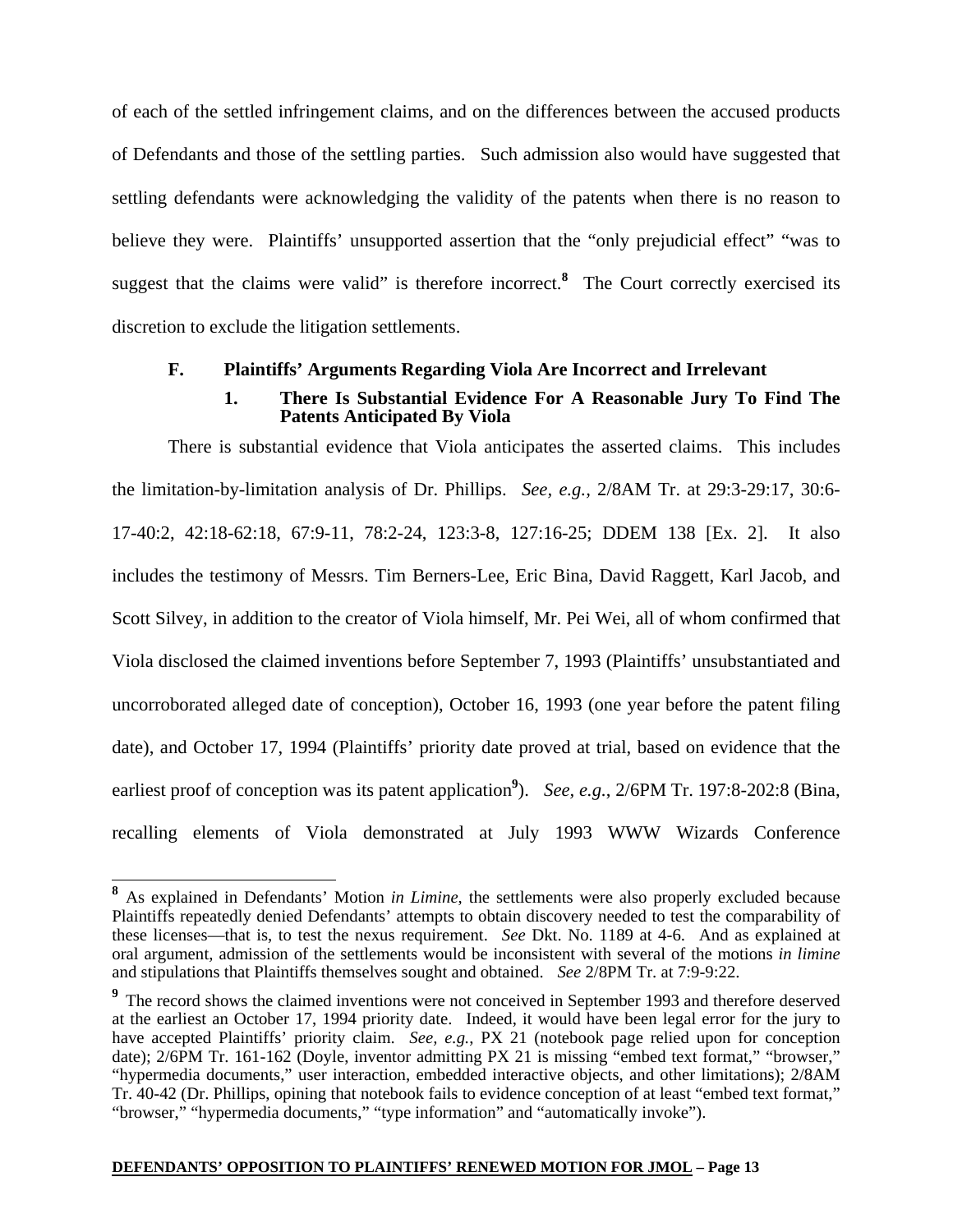of each of the settled infringement claims, and on the differences between the accused products of Defendants and those of the settling parties. Such admission also would have suggested that settling defendants were acknowledging the validity of the patents when there is no reason to believe they were. Plaintiffs' unsupported assertion that the "only prejudicial effect" "was to suggest that the claims were valid" is therefore incorrect.[8] The Court correctly exercised its discretion to exclude the litigation settlements.

### F. Plaintiffs' Arguments Regarding Viola Are Incorrect and Irrelevant

#### 1. There Is Substantial Evidence For A Reasonable Jury To Find The Patents Anticipated By Viola

There is substantial evidence that Viola anticipates the asserted claims. This includes the limitation-by-limitation analysis of Dr. Phillips. *See, e.g.*, 2/8AM Tr. at 29:3-29:17, 30:6-17-40:2, 42:18-62:18, 67:9-11, 78:2-24, 123:3-8, 127:16-25; DDEM 138 [Ex. 2]. It also includes the testimony of Messrs. Tim Berners-Lee, Eric Bina, David Raggett, Karl Jacob, and Scott Silvey, in addition to the creator of Viola himself, Mr. Pei Wei, all of whom confirmed that Viola disclosed the claimed inventions before September 7, 1993 (Plaintiffs' unsubstantiated and uncorroborated alleged date of conception), October 16, 1993 (one year before the patent filing date), and October 17, 1994 (Plaintiffs' priority date proved at trial, based on evidence that the earliest proof of conception was its patent application[9]). *See, e.g.*, 2/6PM Tr. 197:8-202:8 (Bina, recalling elements of Viola demonstrated at July 1993 WWW Wizards Conference

---

[8] As explained in Defendants' Motion *in Limine*, the settlements were also properly excluded because Plaintiffs repeatedly denied Defendants' attempts to obtain discovery needed to test the comparability of these licenses—that is, to test the nexus requirement. *See* Dkt. No. 1189 at 4-6. And as explained at oral argument, admission of the settlements would be inconsistent with several of the motions *in limine* and stipulations that Plaintiffs themselves sought and obtained. *See* 2/8PM Tr. at 7:9-9:22.

[9] The record shows the claimed inventions were not conceived in September 1993 and therefore deserved at the earliest an October 17, 1994 priority date. Indeed, it would have been legal error for the jury to have accepted Plaintiffs' priority claim. *See, e.g.*, PX 21 (notebook page relied upon for conception date); 2/6PM Tr. 161-162 (Doyle, inventor admitting PX 21 is missing "embed text format," "browser," "hypermedia documents," user interaction, embedded interactive objects, and other limitations); 2/8AM Tr. 40-42 (Dr. Phillips, opining that notebook fails to evidence conception of at least "embed text format," "browser," "hypermedia documents," "type information" and "automatically invoke").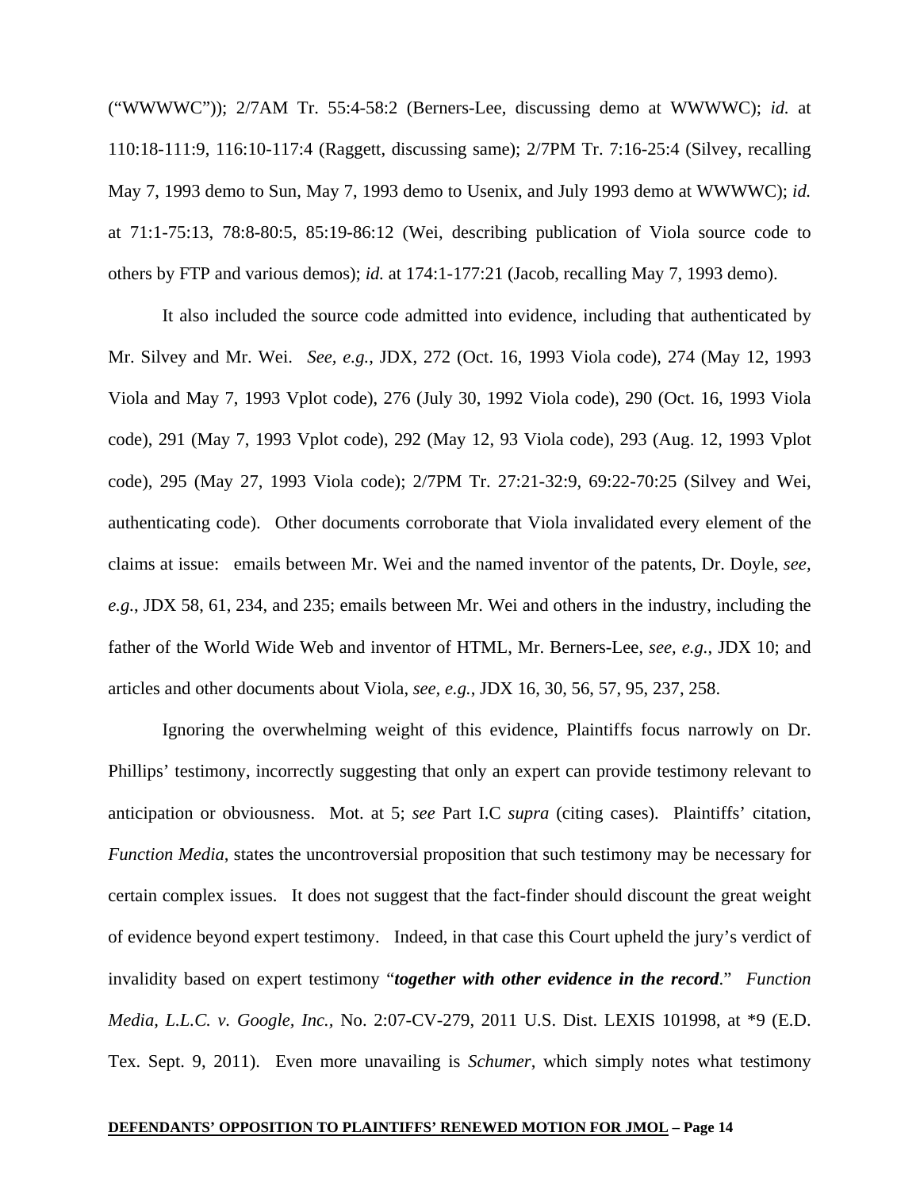("WWWWC")); 2/7AM Tr. 55:4-58:2 (Berners-Lee, discussing demo at WWWWC); *id.* at 110:18-111:9, 116:10-117:4 (Raggett, discussing same); 2/7PM Tr. 7:16-25:4 (Silvey, recalling May 7, 1993 demo to Sun, May 7, 1993 demo to Usenix, and July 1993 demo at WWWWC); *id.* at 71:1-75:13, 78:8-80:5, 85:19-86:12 (Wei, describing publication of Viola source code to others by FTP and various demos); *id.* at 174:1-177:21 (Jacob, recalling May 7, 1993 demo).

It also included the source code admitted into evidence, including that authenticated by Mr. Silvey and Mr. Wei. *See, e.g.*, JDX, 272 (Oct. 16, 1993 Viola code), 274 (May 12, 1993 Viola and May 7, 1993 Vplot code), 276 (July 30, 1992 Viola code), 290 (Oct. 16, 1993 Viola code), 291 (May 7, 1993 Vplot code), 292 (May 12, 93 Viola code), 293 (Aug. 12, 1993 Vplot code), 295 (May 27, 1993 Viola code); 2/7PM Tr. 27:21-32:9, 69:22-70:25 (Silvey and Wei, authenticating code). Other documents corroborate that Viola invalidated every element of the claims at issue: emails between Mr. Wei and the named inventor of the patents, Dr. Doyle, *see, e.g.*, JDX 58, 61, 234, and 235; emails between Mr. Wei and others in the industry, including the father of the World Wide Web and inventor of HTML, Mr. Berners-Lee, *see, e.g.*, JDX 10; and articles and other documents about Viola, *see, e.g.*, JDX 16, 30, 56, 57, 95, 237, 258.

Ignoring the overwhelming weight of this evidence, Plaintiffs focus narrowly on Dr. Phillips' testimony, incorrectly suggesting that only an expert can provide testimony relevant to anticipation or obviousness. Mot. at 5; *see* Part I.C *supra* (citing cases). Plaintiffs' citation, *Function Media*, states the uncontroversial proposition that such testimony may be necessary for certain complex issues. It does not suggest that the fact-finder should discount the great weight of evidence beyond expert testimony. Indeed, in that case this Court upheld the jury's verdict of invalidity based on expert testimony "***together with other evidence in the record***." *Function Media, L.L.C. v. Google, Inc.*, No. 2:07-CV-279, 2011 U.S. Dist. LEXIS 101998, at \*9 (E.D. Tex. Sept. 9, 2011). Even more unavailing is *Schumer*, which simply notes what testimony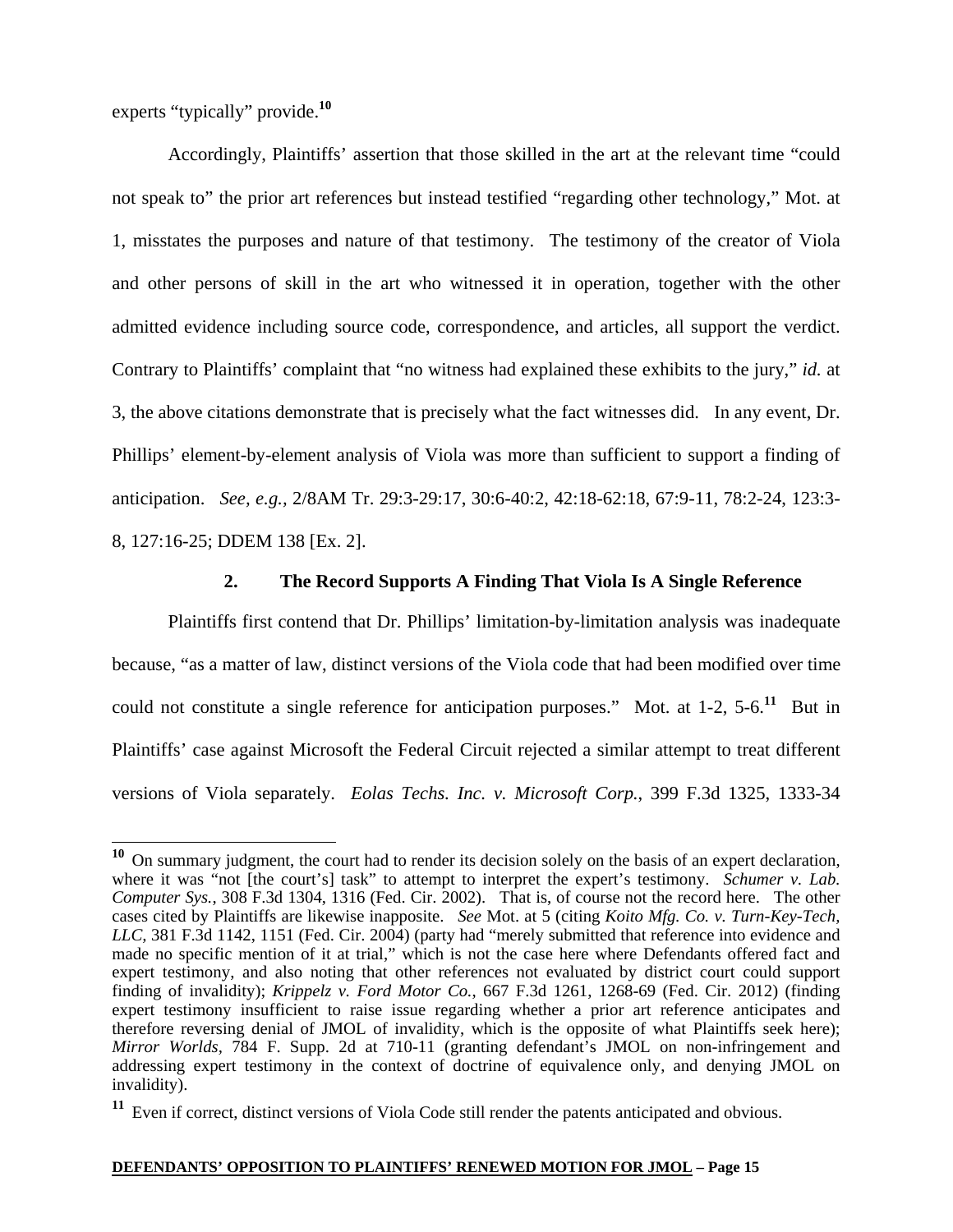experts "typically" provide.[10]

Accordingly, Plaintiffs' assertion that those skilled in the art at the relevant time "could not speak to" the prior art references but instead testified "regarding other technology," Mot. at 1, misstates the purposes and nature of that testimony. The testimony of the creator of Viola and other persons of skill in the art who witnessed it in operation, together with the other admitted evidence including source code, correspondence, and articles, all support the verdict. Contrary to Plaintiffs' complaint that "no witness had explained these exhibits to the jury," *id.* at 3, the above citations demonstrate that is precisely what the fact witnesses did. In any event, Dr. Phillips' element-by-element analysis of Viola was more than sufficient to support a finding of anticipation. *See, e.g.*, 2/8AM Tr. 29:3-29:17, 30:6-40:2, 42:18-62:18, 67:9-11, 78:2-24, 123:3-8, 127:16-25; DDEM 138 [Ex. 2].

### 2. The Record Supports A Finding That Viola Is A Single Reference

Plaintiffs first contend that Dr. Phillips' limitation-by-limitation analysis was inadequate because, "as a matter of law, distinct versions of the Viola code that had been modified over time could not constitute a single reference for anticipation purposes." Mot. at 1-2, 5-6.[11] But in Plaintiffs' case against Microsoft the Federal Circuit rejected a similar attempt to treat different versions of Viola separately. *Eolas Techs. Inc. v. Microsoft Corp.*, 399 F.3d 1325, 1333-34

---

[10] On summary judgment, the court had to render its decision solely on the basis of an expert declaration, where it was "not [the court's] task" to attempt to interpret the expert's testimony. *Schumer v. Lab. Computer Sys.*, 308 F.3d 1304, 1316 (Fed. Cir. 2002). That is, of course not the record here. The other cases cited by Plaintiffs are likewise inapposite. *See* Mot. at 5 (citing *Koito Mfg. Co. v. Turn-Key-Tech, LLC*, 381 F.3d 1142, 1151 (Fed. Cir. 2004) (party had "merely submitted that reference into evidence and made no specific mention of it at trial," which is not the case here where Defendants offered fact and expert testimony, and also noting that other references not evaluated by district court could support finding of invalidity); *Krippelz v. Ford Motor Co.*, 667 F.3d 1261, 1268-69 (Fed. Cir. 2012) (finding expert testimony insufficient to raise issue regarding whether a prior art reference anticipates and therefore reversing denial of JMOL of invalidity, which is the opposite of what Plaintiffs seek here); *Mirror Worlds*, 784 F. Supp. 2d at 710-11 (granting defendant's JMOL on non-infringement and addressing expert testimony in the context of doctrine of equivalence only, and denying JMOL on invalidity).

[11] Even if correct, distinct versions of Viola Code still render the patents anticipated and obvious.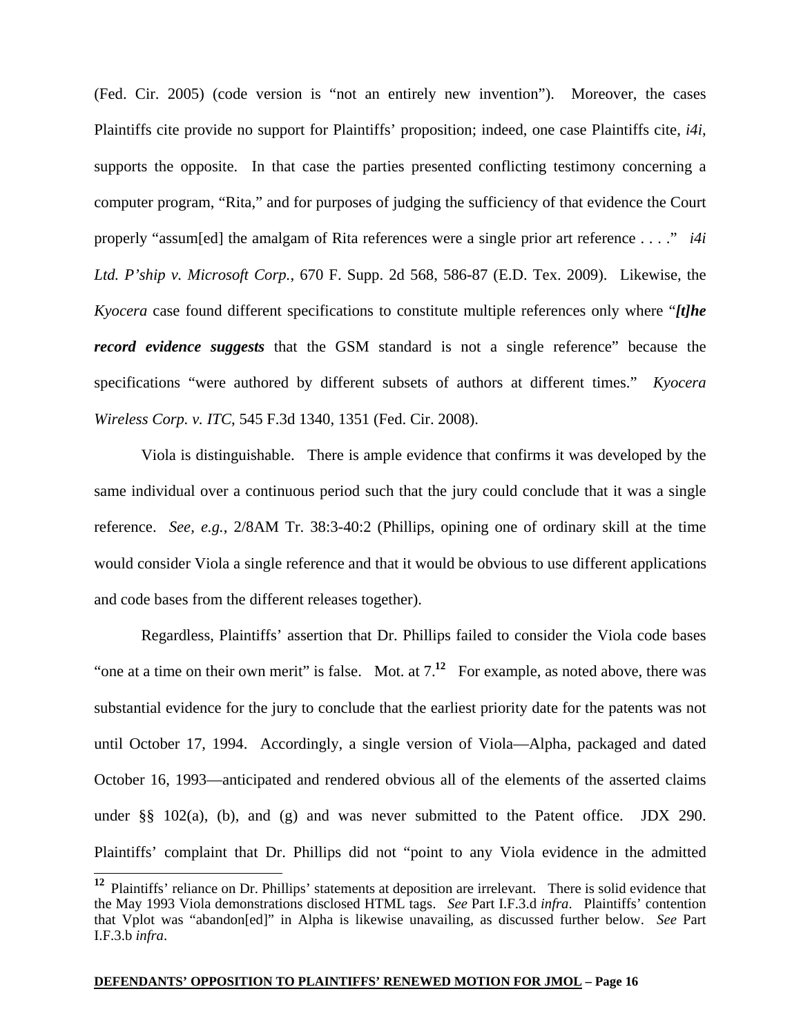(Fed. Cir. 2005) (code version is "not an entirely new invention"). Moreover, the cases Plaintiffs cite provide no support for Plaintiffs' proposition; indeed, one case Plaintiffs cite, *i4i*, supports the opposite. In that case the parties presented conflicting testimony concerning a computer program, "Rita," and for purposes of judging the sufficiency of that evidence the Court properly "assum[ed] the amalgam of Rita references were a single prior art reference . . . ." *i4i Ltd. P'ship v. Microsoft Corp.*, 670 F. Supp. 2d 568, 586-87 (E.D. Tex. 2009). Likewise, the *Kyocera* case found different specifications to constitute multiple references only where "***[t]he record evidence suggests*** that the GSM standard is not a single reference" because the specifications "were authored by different subsets of authors at different times." *Kyocera Wireless Corp. v. ITC*, 545 F.3d 1340, 1351 (Fed. Cir. 2008).

Viola is distinguishable. There is ample evidence that confirms it was developed by the same individual over a continuous period such that the jury could conclude that it was a single reference. *See, e.g.*, 2/8AM Tr. 38:3-40:2 (Phillips, opining one of ordinary skill at the time would consider Viola a single reference and that it would be obvious to use different applications and code bases from the different releases together).

Regardless, Plaintiffs' assertion that Dr. Phillips failed to consider the Viola code bases "one at a time on their own merit" is false. Mot. at 7.[12] For example, as noted above, there was substantial evidence for the jury to conclude that the earliest priority date for the patents was not until October 17, 1994. Accordingly, a single version of Viola—Alpha, packaged and dated October 16, 1993—anticipated and rendered obvious all of the elements of the asserted claims under §§ 102(a), (b), and (g) and was never submitted to the Patent office. JDX 290. Plaintiffs' complaint that Dr. Phillips did not "point to any Viola evidence in the admitted

---

[12] Plaintiffs' reliance on Dr. Phillips' statements at deposition are irrelevant. There is solid evidence that the May 1993 Viola demonstrations disclosed HTML tags. *See* Part I.F.3.d *infra*. Plaintiffs' contention that Vplot was "abandon[ed]" in Alpha is likewise unavailing, as discussed further below. *See* Part I.F.3.b *infra*.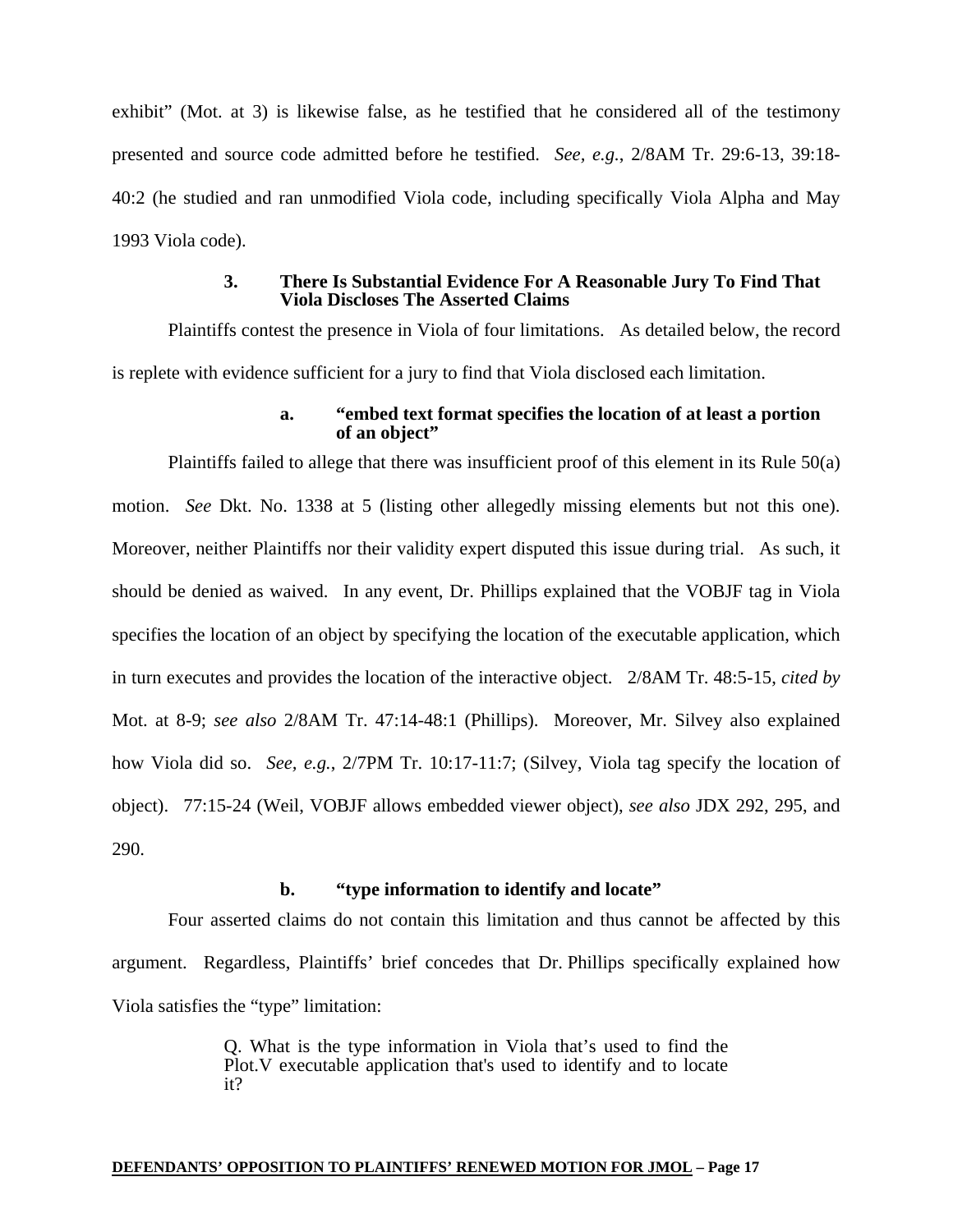exhibit" (Mot. at 3) is likewise false, as he testified that he considered all of the testimony presented and source code admitted before he testified. *See, e.g.*, 2/8AM Tr. 29:6-13, 39:18-40:2 (he studied and ran unmodified Viola code, including specifically Viola Alpha and May 1993 Viola code).

#### 3. There Is Substantial Evidence For A Reasonable Jury To Find That Viola Discloses The Asserted Claims

Plaintiffs contest the presence in Viola of four limitations. As detailed below, the record is replete with evidence sufficient for a jury to find that Viola disclosed each limitation.

##### a. "embed text format specifies the location of at least a portion of an object"

Plaintiffs failed to allege that there was insufficient proof of this element in its Rule 50(a) motion. *See* Dkt. No. 1338 at 5 (listing other allegedly missing elements but not this one). Moreover, neither Plaintiffs nor their validity expert disputed this issue during trial. As such, it should be denied as waived. In any event, Dr. Phillips explained that the VOBJF tag in Viola specifies the location of an object by specifying the location of the executable application, which in turn executes and provides the location of the interactive object. 2/8AM Tr. 48:5-15, *cited by* Mot. at 8-9; *see also* 2/8AM Tr. 47:14-48:1 (Phillips). Moreover, Mr. Silvey also explained how Viola did so. *See, e.g.*, 2/7PM Tr. 10:17-11:7; (Silvey, Viola tag specify the location of object). 77:15-24 (Weil, VOBJF allows embedded viewer object), *see also* JDX 292, 295, and 290.

##### b. "type information to identify and locate"

Four asserted claims do not contain this limitation and thus cannot be affected by this argument. Regardless, Plaintiffs' brief concedes that Dr. Phillips specifically explained how Viola satisfies the "type" limitation:

> Q. What is the type information in Viola that's used to find the Plot.V executable application that's used to identify and to locate it?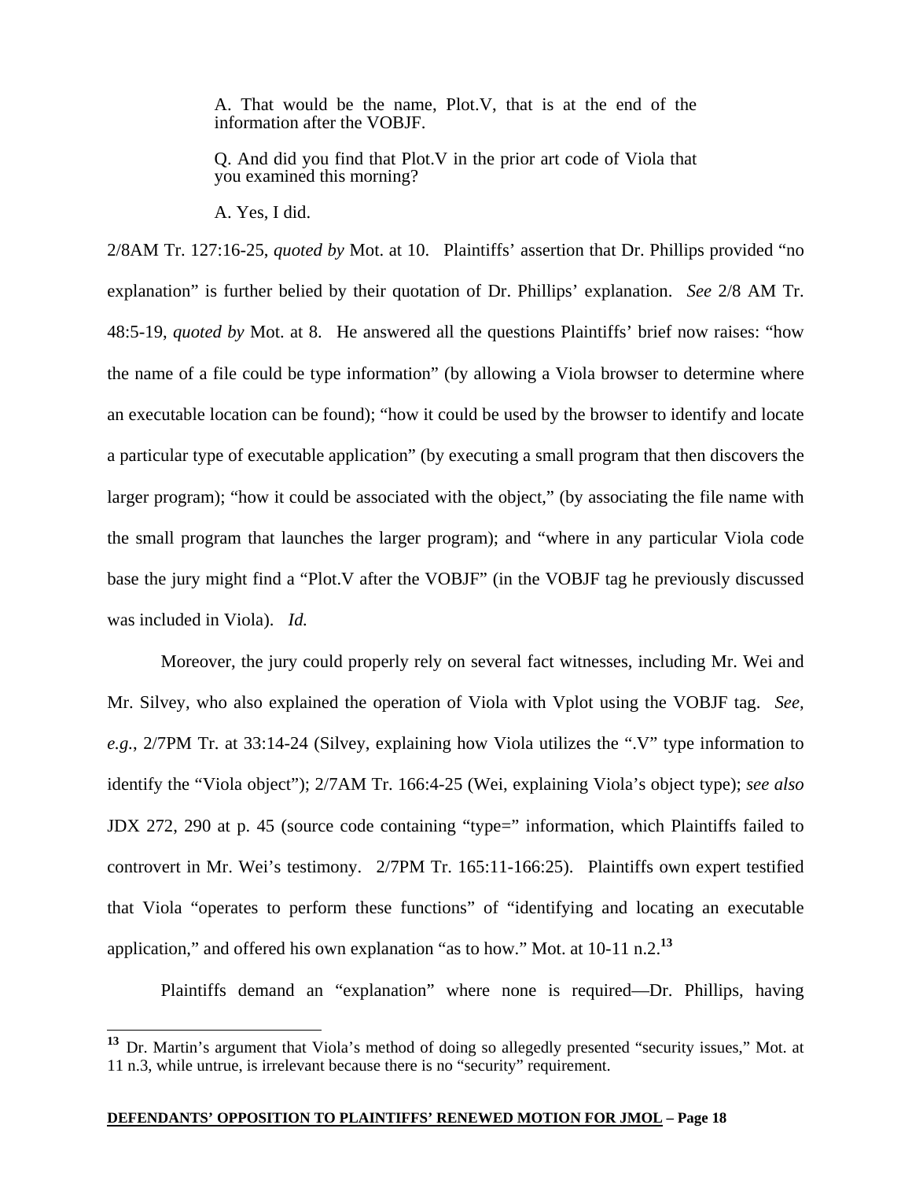> A. That would be the name, Plot.V, that is at the end of the information after the VOBJF.
>
> Q. And did you find that Plot.V in the prior art code of Viola that you examined this morning?
>
> A. Yes, I did.

2/8AM Tr. 127:16-25, *quoted by* Mot. at 10. Plaintiffs' assertion that Dr. Phillips provided "no explanation" is further belied by their quotation of Dr. Phillips' explanation. *See* 2/8 AM Tr. 48:5-19, *quoted by* Mot. at 8. He answered all the questions Plaintiffs' brief now raises: "how the name of a file could be type information" (by allowing a Viola browser to determine where an executable location can be found); "how it could be used by the browser to identify and locate a particular type of executable application" (by executing a small program that then discovers the larger program); "how it could be associated with the object," (by associating the file name with the small program that launches the larger program); and "where in any particular Viola code base the jury might find a "Plot.V after the VOBJF" (in the VOBJF tag he previously discussed was included in Viola). *Id.*

Moreover, the jury could properly rely on several fact witnesses, including Mr. Wei and Mr. Silvey, who also explained the operation of Viola with Vplot using the VOBJF tag. *See, e.g.*, 2/7PM Tr. at 33:14-24 (Silvey, explaining how Viola utilizes the ".V" type information to identify the "Viola object"); 2/7AM Tr. 166:4-25 (Wei, explaining Viola's object type); *see also* JDX 272, 290 at p. 45 (source code containing "type=" information, which Plaintiffs failed to controvert in Mr. Wei's testimony. 2/7PM Tr. 165:11-166:25). Plaintiffs own expert testified that Viola "operates to perform these functions" of "identifying and locating an executable application," and offered his own explanation "as to how." Mot. at 10-11 n.2.[13]

Plaintiffs demand an "explanation" where none is required—Dr. Phillips, having

---

[13] Dr. Martin's argument that Viola's method of doing so allegedly presented "security issues," Mot. at 11 n.3, while untrue, is irrelevant because there is no "security" requirement.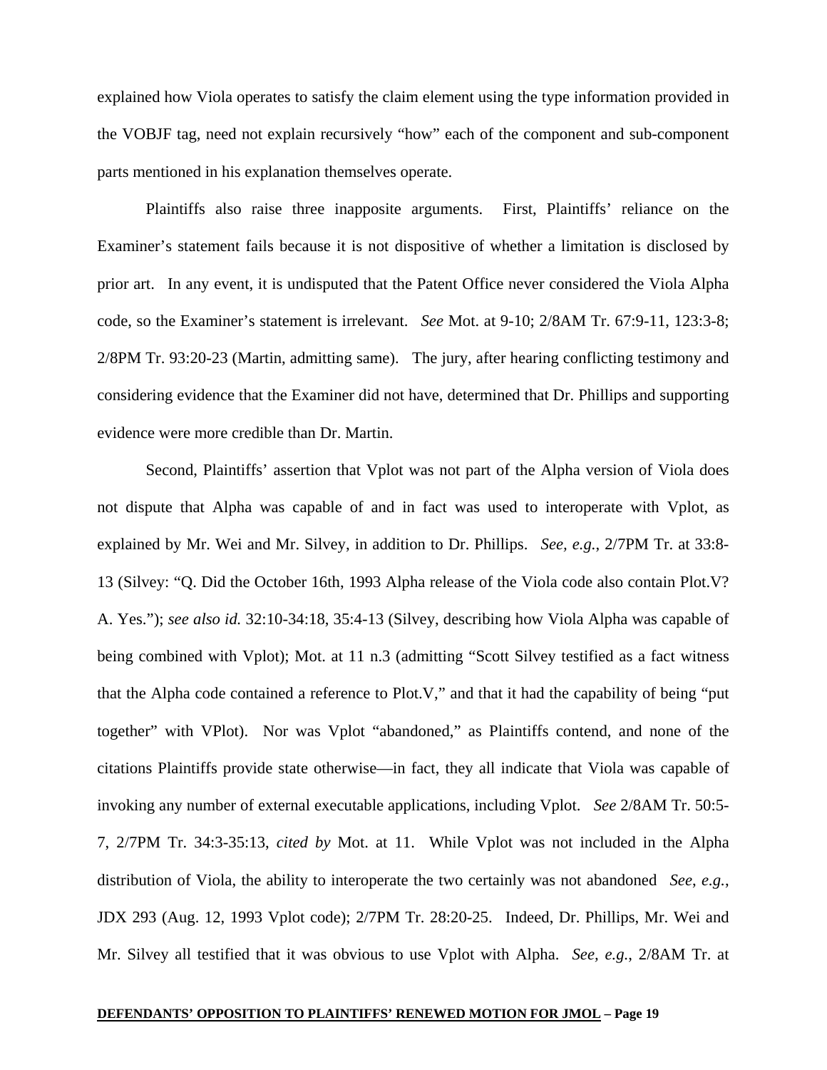explained how Viola operates to satisfy the claim element using the type information provided in the VOBJF tag, need not explain recursively "how" each of the component and sub-component parts mentioned in his explanation themselves operate.

Plaintiffs also raise three inapposite arguments. First, Plaintiffs' reliance on the Examiner's statement fails because it is not dispositive of whether a limitation is disclosed by prior art. In any event, it is undisputed that the Patent Office never considered the Viola Alpha code, so the Examiner's statement is irrelevant. *See* Mot. at 9-10; 2/8AM Tr. 67:9-11, 123:3-8; 2/8PM Tr. 93:20-23 (Martin, admitting same). The jury, after hearing conflicting testimony and considering evidence that the Examiner did not have, determined that Dr. Phillips and supporting evidence were more credible than Dr. Martin.

Second, Plaintiffs' assertion that Vplot was not part of the Alpha version of Viola does not dispute that Alpha was capable of and in fact was used to interoperate with Vplot, as explained by Mr. Wei and Mr. Silvey, in addition to Dr. Phillips. *See, e.g.*, 2/7PM Tr. at 33:8-13 (Silvey: "Q. Did the October 16th, 1993 Alpha release of the Viola code also contain Plot.V? A. Yes."); *see also id.* 32:10-34:18, 35:4-13 (Silvey, describing how Viola Alpha was capable of being combined with Vplot); Mot. at 11 n.3 (admitting "Scott Silvey testified as a fact witness that the Alpha code contained a reference to Plot.V," and that it had the capability of being "put together" with VPlot). Nor was Vplot "abandoned," as Plaintiffs contend, and none of the citations Plaintiffs provide state otherwise—in fact, they all indicate that Viola was capable of invoking any number of external executable applications, including Vplot. *See* 2/8AM Tr. 50:5-7, 2/7PM Tr. 34:3-35:13, *cited by* Mot. at 11. While Vplot was not included in the Alpha distribution of Viola, the ability to interoperate the two certainly was not abandoned *See*, *e.g.*, JDX 293 (Aug. 12, 1993 Vplot code); 2/7PM Tr. 28:20-25. Indeed, Dr. Phillips, Mr. Wei and Mr. Silvey all testified that it was obvious to use Vplot with Alpha. *See, e.g.*, 2/8AM Tr. at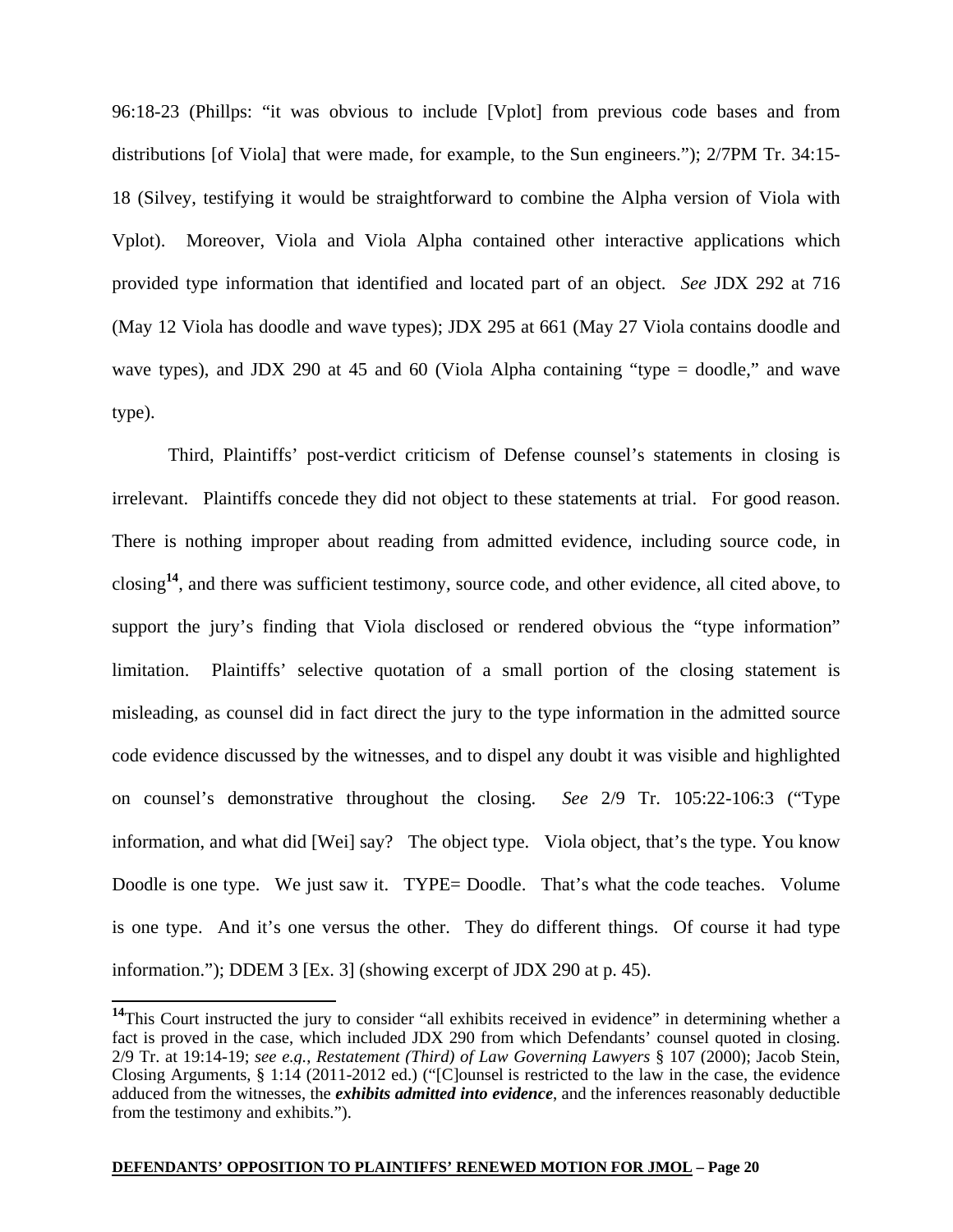96:18-23 (Phillps: "it was obvious to include [Vplot] from previous code bases and from distributions [of Viola] that were made, for example, to the Sun engineers."); 2/7PM Tr. 34:15-18 (Silvey, testifying it would be straightforward to combine the Alpha version of Viola with Vplot). Moreover, Viola and Viola Alpha contained other interactive applications which provided type information that identified and located part of an object. *See* JDX 292 at 716 (May 12 Viola has doodle and wave types); JDX 295 at 661 (May 27 Viola contains doodle and wave types), and JDX 290 at 45 and 60 (Viola Alpha containing "type = doodle," and wave type).

Third, Plaintiffs' post-verdict criticism of Defense counsel's statements in closing is irrelevant. Plaintiffs concede they did not object to these statements at trial. For good reason. There is nothing improper about reading from admitted evidence, including source code, in closing[14], and there was sufficient testimony, source code, and other evidence, all cited above, to support the jury's finding that Viola disclosed or rendered obvious the "type information" limitation. Plaintiffs' selective quotation of a small portion of the closing statement is misleading, as counsel did in fact direct the jury to the type information in the admitted source code evidence discussed by the witnesses, and to dispel any doubt it was visible and highlighted on counsel's demonstrative throughout the closing. *See* 2/9 Tr. 105:22-106:3 ("Type information, and what did [Wei] say? The object type. Viola object, that's the type. You know Doodle is one type. We just saw it. TYPE= Doodle. That's what the code teaches. Volume is one type. And it's one versus the other. They do different things. Of course it had type information."); DDEM 3 [Ex. 3] (showing excerpt of JDX 290 at p. 45).

---

[14] This Court instructed the jury to consider "all exhibits received in evidence" in determining whether a fact is proved in the case, which included JDX 290 from which Defendants' counsel quoted in closing. 2/9 Tr. at 19:14-19; *see e.g.*, *Restatement (Third) of Law Governing Lawyers* § 107 (2000); Jacob Stein, Closing Arguments, § 1:14 (2011-2012 ed.) ("[C]ounsel is restricted to the law in the case, the evidence adduced from the witnesses, the ***exhibits admitted into evidence***, and the inferences reasonably deductible from the testimony and exhibits.").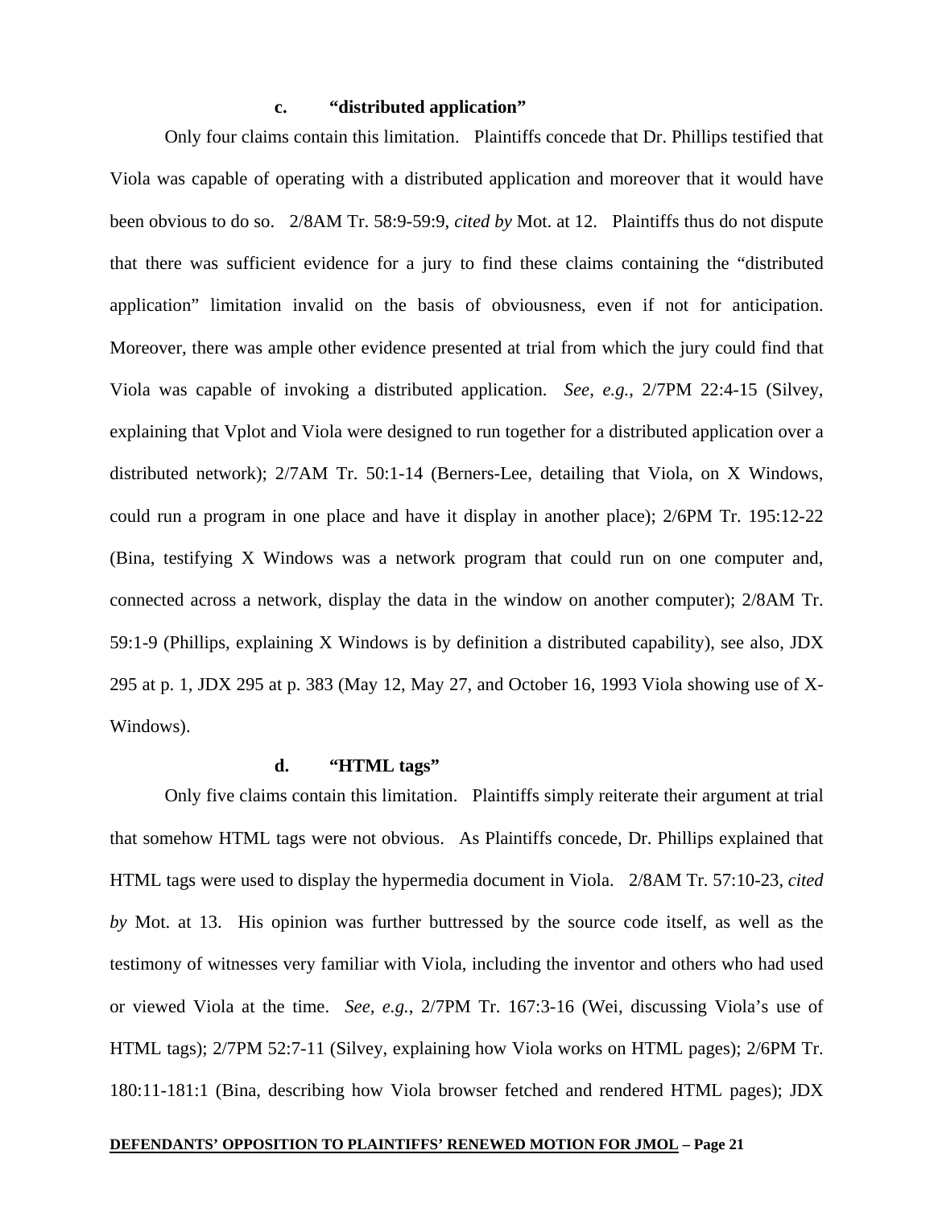#### c. "distributed application"

Only four claims contain this limitation. Plaintiffs concede that Dr. Phillips testified that Viola was capable of operating with a distributed application and moreover that it would have been obvious to do so. 2/8AM Tr. 58:9-59:9, *cited by* Mot. at 12. Plaintiffs thus do not dispute that there was sufficient evidence for a jury to find these claims containing the "distributed application" limitation invalid on the basis of obviousness, even if not for anticipation. Moreover, there was ample other evidence presented at trial from which the jury could find that Viola was capable of invoking a distributed application. *See, e.g.*, 2/7PM 22:4-15 (Silvey, explaining that Vplot and Viola were designed to run together for a distributed application over a distributed network); 2/7AM Tr. 50:1-14 (Berners-Lee, detailing that Viola, on X Windows, could run a program in one place and have it display in another place); 2/6PM Tr. 195:12-22 (Bina, testifying X Windows was a network program that could run on one computer and, connected across a network, display the data in the window on another computer); 2/8AM Tr. 59:1-9 (Phillips, explaining X Windows is by definition a distributed capability), see also, JDX 295 at p. 1, JDX 295 at p. 383 (May 12, May 27, and October 16, 1993 Viola showing use of X-Windows).

#### d. "HTML tags"

Only five claims contain this limitation. Plaintiffs simply reiterate their argument at trial that somehow HTML tags were not obvious. As Plaintiffs concede, Dr. Phillips explained that HTML tags were used to display the hypermedia document in Viola. 2/8AM Tr. 57:10-23, *cited by* Mot. at 13. His opinion was further buttressed by the source code itself, as well as the testimony of witnesses very familiar with Viola, including the inventor and others who had used or viewed Viola at the time. *See, e.g.*, 2/7PM Tr. 167:3-16 (Wei, discussing Viola's use of HTML tags); 2/7PM 52:7-11 (Silvey, explaining how Viola works on HTML pages); 2/6PM Tr. 180:11-181:1 (Bina, describing how Viola browser fetched and rendered HTML pages); JDX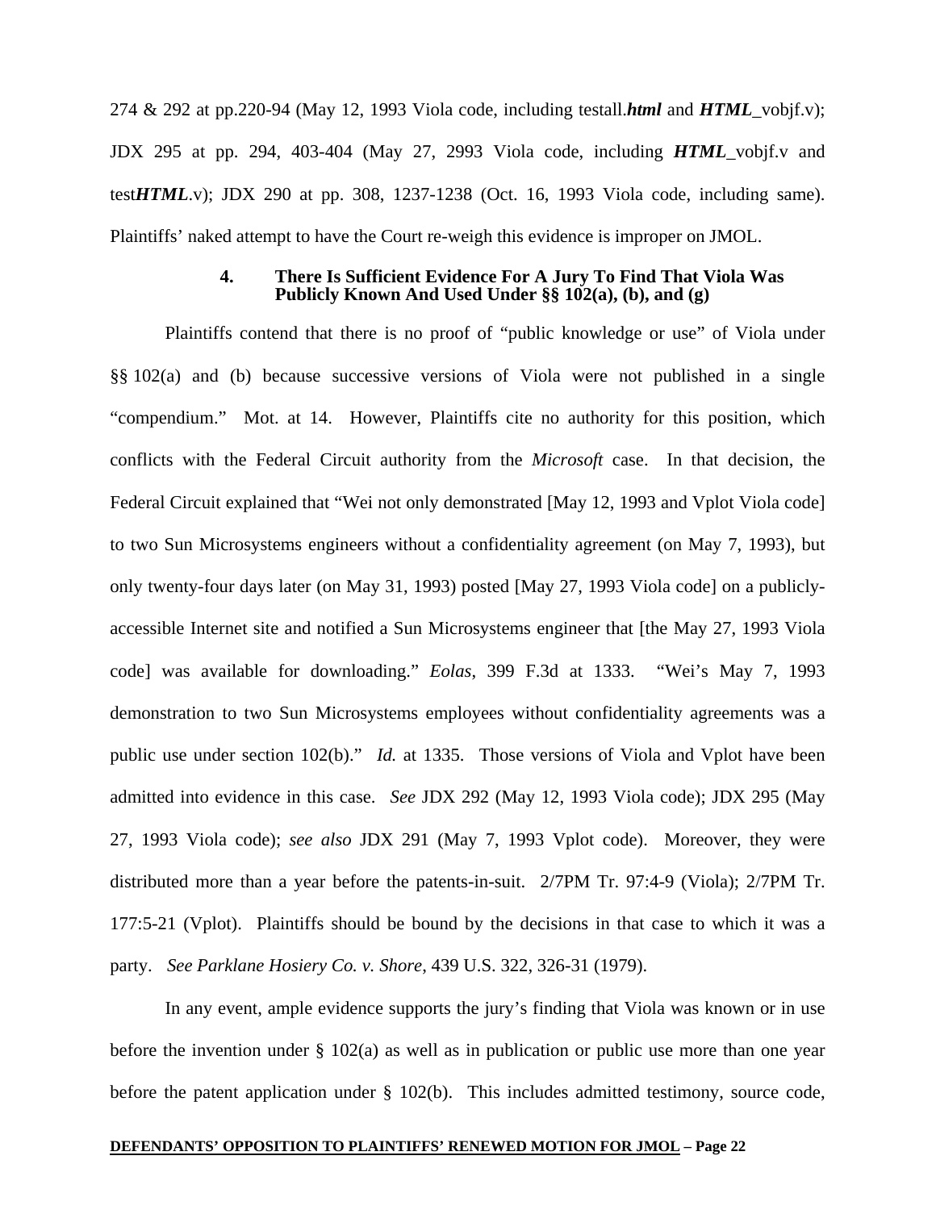274 & 292 at pp.220-94 (May 12, 1993 Viola code, including testall.***html*** and ***HTML***_vobjf.v); JDX 295 at pp. 294, 403-404 (May 27, 2993 Viola code, including ***HTML***_vobjf.v and test***HTML***.v); JDX 290 at pp. 308, 1237-1238 (Oct. 16, 1993 Viola code, including same). Plaintiffs' naked attempt to have the Court re-weigh this evidence is improper on JMOL.

#### 4. There Is Sufficient Evidence For A Jury To Find That Viola Was Publicly Known And Used Under §§ 102(a), (b), and (g)

Plaintiffs contend that there is no proof of "public knowledge or use" of Viola under §§ 102(a) and (b) because successive versions of Viola were not published in a single "compendium." Mot. at 14. However, Plaintiffs cite no authority for this position, which conflicts with the Federal Circuit authority from the *Microsoft* case. In that decision, the Federal Circuit explained that "Wei not only demonstrated [May 12, 1993 and Vplot Viola code] to two Sun Microsystems engineers without a confidentiality agreement (on May 7, 1993), but only twenty-four days later (on May 31, 1993) posted [May 27, 1993 Viola code] on a publicly-accessible Internet site and notified a Sun Microsystems engineer that [the May 27, 1993 Viola code] was available for downloading." *Eolas*, 399 F.3d at 1333. "Wei's May 7, 1993 demonstration to two Sun Microsystems employees without confidentiality agreements was a public use under section 102(b)." *Id.* at 1335. Those versions of Viola and Vplot have been admitted into evidence in this case. *See* JDX 292 (May 12, 1993 Viola code); JDX 295 (May 27, 1993 Viola code); *see also* JDX 291 (May 7, 1993 Vplot code). Moreover, they were distributed more than a year before the patents-in-suit. 2/7PM Tr. 97:4-9 (Viola); 2/7PM Tr. 177:5-21 (Vplot). Plaintiffs should be bound by the decisions in that case to which it was a party. *See Parklane Hosiery Co. v. Shore*, 439 U.S. 322, 326-31 (1979).

In any event, ample evidence supports the jury's finding that Viola was known or in use before the invention under § 102(a) as well as in publication or public use more than one year before the patent application under § 102(b). This includes admitted testimony, source code,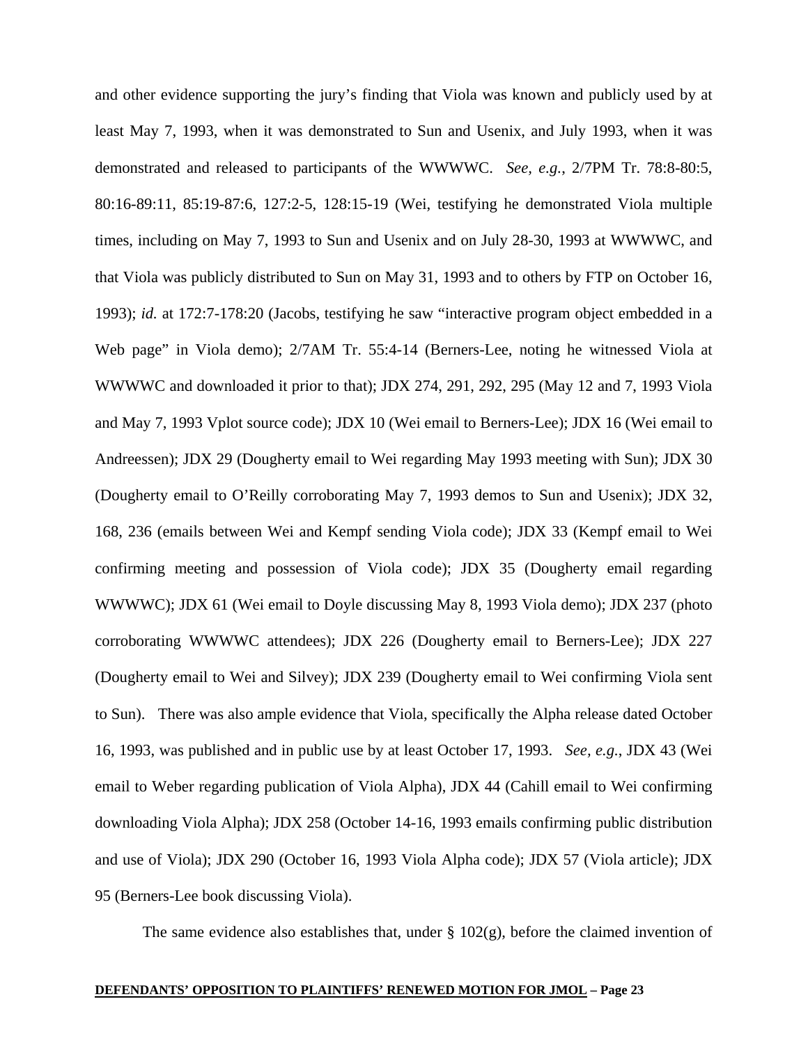and other evidence supporting the jury's finding that Viola was known and publicly used by at least May 7, 1993, when it was demonstrated to Sun and Usenix, and July 1993, when it was demonstrated and released to participants of the WWWWC. *See, e.g.*, 2/7PM Tr. 78:8-80:5, 80:16-89:11, 85:19-87:6, 127:2-5, 128:15-19 (Wei, testifying he demonstrated Viola multiple times, including on May 7, 1993 to Sun and Usenix and on July 28-30, 1993 at WWWWC, and that Viola was publicly distributed to Sun on May 31, 1993 and to others by FTP on October 16, 1993); *id.* at 172:7-178:20 (Jacobs, testifying he saw "interactive program object embedded in a Web page" in Viola demo); 2/7AM Tr. 55:4-14 (Berners-Lee, noting he witnessed Viola at WWWWC and downloaded it prior to that); JDX 274, 291, 292, 295 (May 12 and 7, 1993 Viola and May 7, 1993 Vplot source code); JDX 10 (Wei email to Berners-Lee); JDX 16 (Wei email to Andreessen); JDX 29 (Dougherty email to Wei regarding May 1993 meeting with Sun); JDX 30 (Dougherty email to O'Reilly corroborating May 7, 1993 demos to Sun and Usenix); JDX 32, 168, 236 (emails between Wei and Kempf sending Viola code); JDX 33 (Kempf email to Wei confirming meeting and possession of Viola code); JDX 35 (Dougherty email regarding WWWWC); JDX 61 (Wei email to Doyle discussing May 8, 1993 Viola demo); JDX 237 (photo corroborating WWWWC attendees); JDX 226 (Dougherty email to Berners-Lee); JDX 227 (Dougherty email to Wei and Silvey); JDX 239 (Dougherty email to Wei confirming Viola sent to Sun). There was also ample evidence that Viola, specifically the Alpha release dated October 16, 1993, was published and in public use by at least October 17, 1993. *See, e.g.*, JDX 43 (Wei email to Weber regarding publication of Viola Alpha), JDX 44 (Cahill email to Wei confirming downloading Viola Alpha); JDX 258 (October 14-16, 1993 emails confirming public distribution and use of Viola); JDX 290 (October 16, 1993 Viola Alpha code); JDX 57 (Viola article); JDX 95 (Berners-Lee book discussing Viola).

The same evidence also establishes that, under § 102(g), before the claimed invention of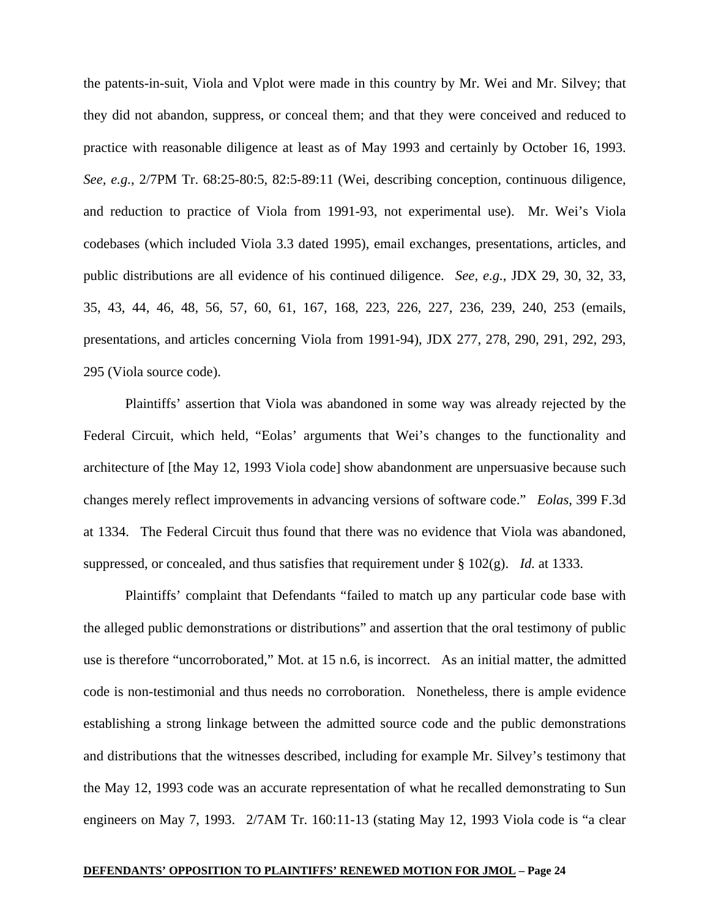the patents-in-suit, Viola and Vplot were made in this country by Mr. Wei and Mr. Silvey; that they did not abandon, suppress, or conceal them; and that they were conceived and reduced to practice with reasonable diligence at least as of May 1993 and certainly by October 16, 1993. *See, e.g.*, 2/7PM Tr. 68:25-80:5, 82:5-89:11 (Wei, describing conception, continuous diligence, and reduction to practice of Viola from 1991-93, not experimental use). Mr. Wei's Viola codebases (which included Viola 3.3 dated 1995), email exchanges, presentations, articles, and public distributions are all evidence of his continued diligence. *See, e.g.*, JDX 29, 30, 32, 33, 35, 43, 44, 46, 48, 56, 57, 60, 61, 167, 168, 223, 226, 227, 236, 239, 240, 253 (emails, presentations, and articles concerning Viola from 1991-94), JDX 277, 278, 290, 291, 292, 293, 295 (Viola source code).

Plaintiffs' assertion that Viola was abandoned in some way was already rejected by the Federal Circuit, which held, "Eolas' arguments that Wei's changes to the functionality and architecture of [the May 12, 1993 Viola code] show abandonment are unpersuasive because such changes merely reflect improvements in advancing versions of software code." *Eolas*, 399 F.3d at 1334. The Federal Circuit thus found that there was no evidence that Viola was abandoned, suppressed, or concealed, and thus satisfies that requirement under § 102(g). *Id.* at 1333.

Plaintiffs' complaint that Defendants "failed to match up any particular code base with the alleged public demonstrations or distributions" and assertion that the oral testimony of public use is therefore "uncorroborated," Mot. at 15 n.6, is incorrect. As an initial matter, the admitted code is non-testimonial and thus needs no corroboration. Nonetheless, there is ample evidence establishing a strong linkage between the admitted source code and the public demonstrations and distributions that the witnesses described, including for example Mr. Silvey's testimony that the May 12, 1993 code was an accurate representation of what he recalled demonstrating to Sun engineers on May 7, 1993. 2/7AM Tr. 160:11-13 (stating May 12, 1993 Viola code is "a clear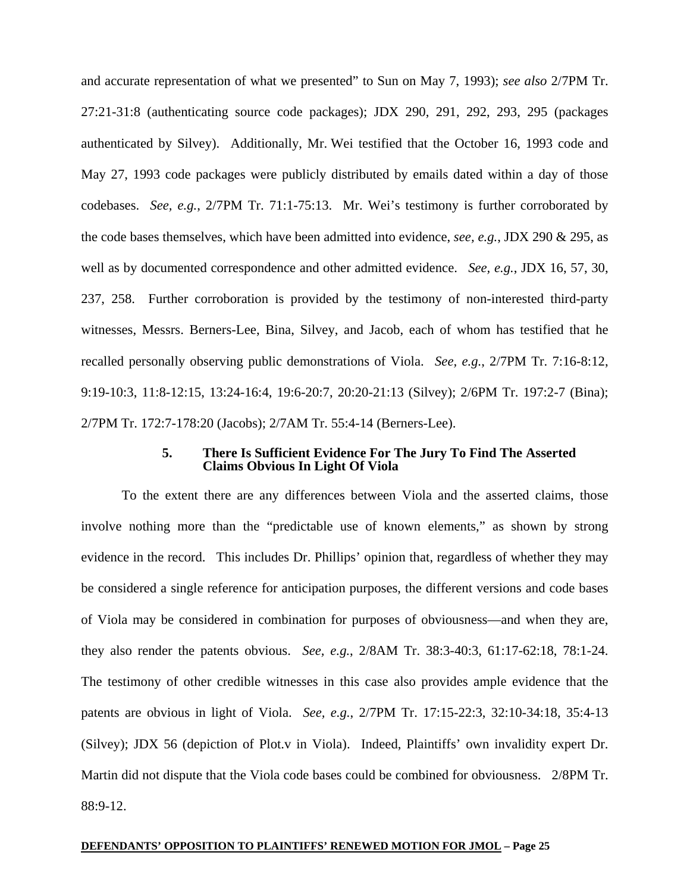and accurate representation of what we presented" to Sun on May 7, 1993); *see also* 2/7PM Tr. 27:21-31:8 (authenticating source code packages); JDX 290, 291, 292, 293, 295 (packages authenticated by Silvey). Additionally, Mr. Wei testified that the October 16, 1993 code and May 27, 1993 code packages were publicly distributed by emails dated within a day of those codebases. *See, e.g.*, 2/7PM Tr. 71:1-75:13. Mr. Wei's testimony is further corroborated by the code bases themselves, which have been admitted into evidence, *see, e.g.*, JDX 290 & 295, as well as by documented correspondence and other admitted evidence. *See, e.g.*, JDX 16, 57, 30, 237, 258. Further corroboration is provided by the testimony of non-interested third-party witnesses, Messrs. Berners-Lee, Bina, Silvey, and Jacob, each of whom has testified that he recalled personally observing public demonstrations of Viola. *See, e.g.*, 2/7PM Tr. 7:16-8:12, 9:19-10:3, 11:8-12:15, 13:24-16:4, 19:6-20:7, 20:20-21:13 (Silvey); 2/6PM Tr. 197:2-7 (Bina); 2/7PM Tr. 172:7-178:20 (Jacobs); 2/7AM Tr. 55:4-14 (Berners-Lee).

### 5. There Is Sufficient Evidence For The Jury To Find The Asserted Claims Obvious In Light Of Viola

To the extent there are any differences between Viola and the asserted claims, those involve nothing more than the "predictable use of known elements," as shown by strong evidence in the record. This includes Dr. Phillips' opinion that, regardless of whether they may be considered a single reference for anticipation purposes, the different versions and code bases of Viola may be considered in combination for purposes of obviousness—and when they are, they also render the patents obvious. *See, e.g.*, 2/8AM Tr. 38:3-40:3, 61:17-62:18, 78:1-24. The testimony of other credible witnesses in this case also provides ample evidence that the patents are obvious in light of Viola. *See, e.g.*, 2/7PM Tr. 17:15-22:3, 32:10-34:18, 35:4-13 (Silvey); JDX 56 (depiction of Plot.v in Viola). Indeed, Plaintiffs' own invalidity expert Dr. Martin did not dispute that the Viola code bases could be combined for obviousness. 2/8PM Tr. 88:9-12.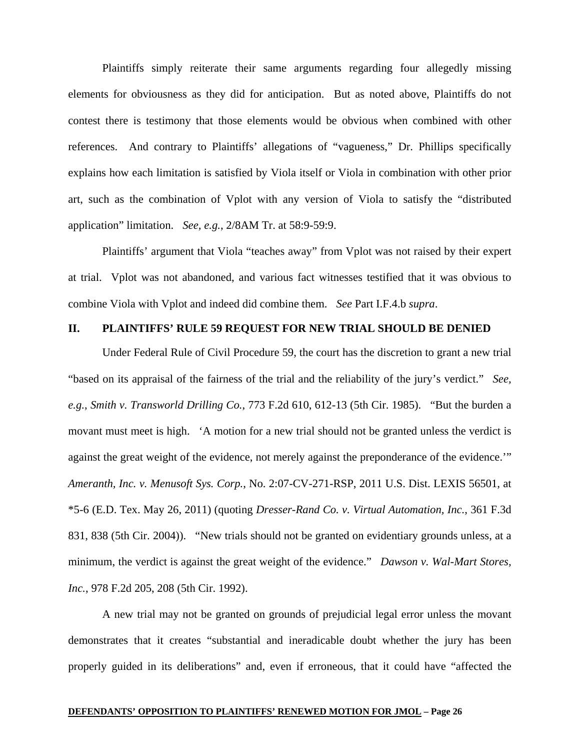Plaintiffs simply reiterate their same arguments regarding four allegedly missing elements for obviousness as they did for anticipation. But as noted above, Plaintiffs do not contest there is testimony that those elements would be obvious when combined with other references. And contrary to Plaintiffs' allegations of "vagueness," Dr. Phillips specifically explains how each limitation is satisfied by Viola itself or Viola in combination with other prior art, such as the combination of Vplot with any version of Viola to satisfy the "distributed application" limitation. *See, e.g.*, 2/8AM Tr. at 58:9-59:9.

Plaintiffs' argument that Viola "teaches away" from Vplot was not raised by their expert at trial. Vplot was not abandoned, and various fact witnesses testified that it was obvious to combine Viola with Vplot and indeed did combine them. *See* Part I.F.4.b *supra*.

## II. PLAINTIFFS' RULE 59 REQUEST FOR NEW TRIAL SHOULD BE DENIED

Under Federal Rule of Civil Procedure 59, the court has the discretion to grant a new trial "based on its appraisal of the fairness of the trial and the reliability of the jury's verdict." *See, e.g.*, *Smith v. Transworld Drilling Co.*, 773 F.2d 610, 612-13 (5th Cir. 1985). "But the burden a movant must meet is high. 'A motion for a new trial should not be granted unless the verdict is against the great weight of the evidence, not merely against the preponderance of the evidence.'" *Ameranth, Inc. v. Menusoft Sys. Corp.*, No. 2:07-CV-271-RSP, 2011 U.S. Dist. LEXIS 56501, at *5-6 (E.D. Tex. May 26, 2011) (quoting *Dresser-Rand Co. v. Virtual Automation, Inc.*, 361 F.3d 831, 838 (5th Cir. 2004)). "New trials should not be granted on evidentiary grounds unless, at a minimum, the verdict is against the great weight of the evidence." *Dawson v. Wal-Mart Stores, Inc.*, 978 F.2d 205, 208 (5th Cir. 1992).

A new trial may not be granted on grounds of prejudicial legal error unless the movant demonstrates that it creates "substantial and ineradicable doubt whether the jury has been properly guided in its deliberations" and, even if erroneous, that it could have "affected the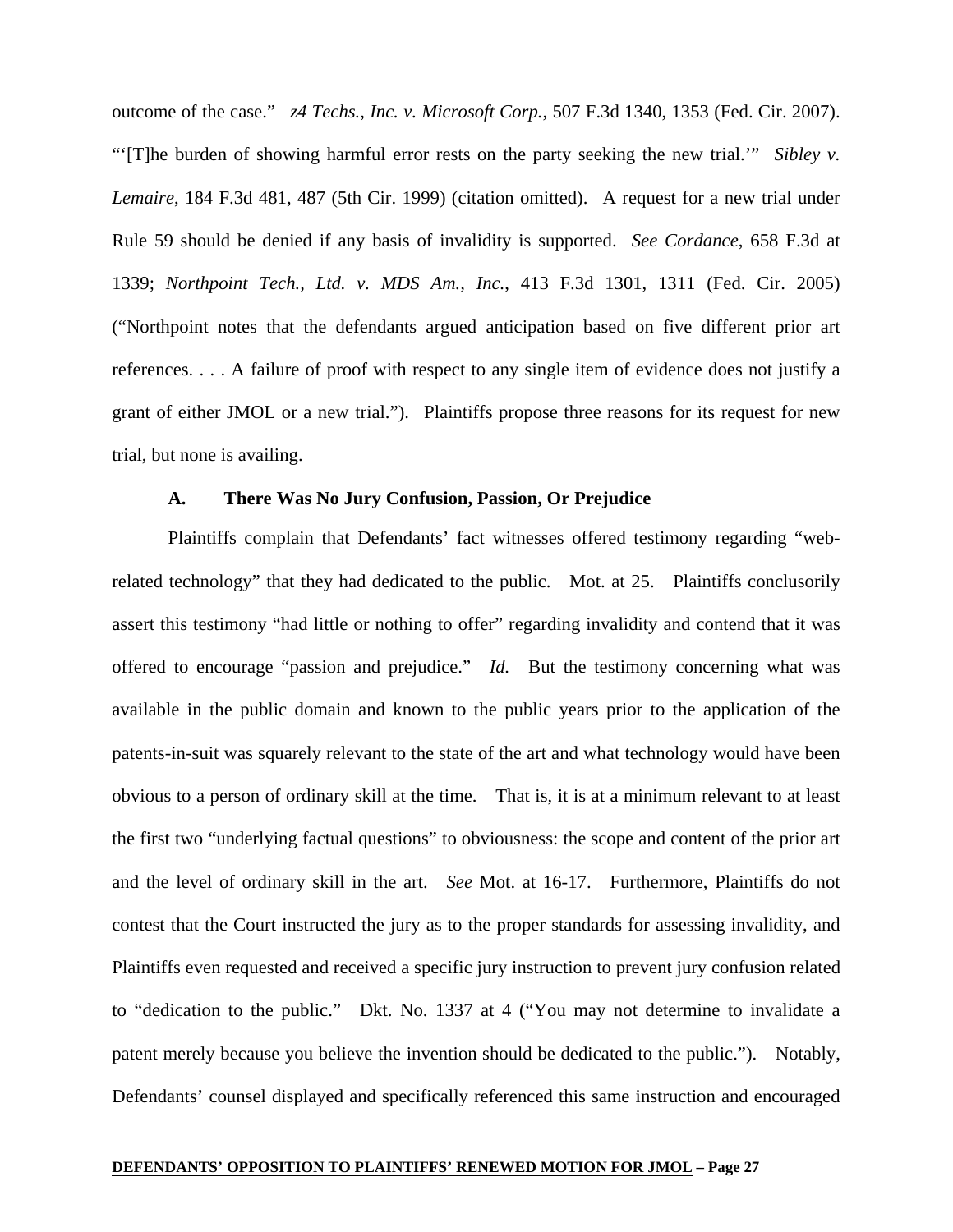outcome of the case." *z4 Techs., Inc. v. Microsoft Corp.*, 507 F.3d 1340, 1353 (Fed. Cir. 2007). "'[T]he burden of showing harmful error rests on the party seeking the new trial.'" *Sibley v. Lemaire*, 184 F.3d 481, 487 (5th Cir. 1999) (citation omitted). A request for a new trial under Rule 59 should be denied if any basis of invalidity is supported. *See Cordance*, 658 F.3d at 1339; *Northpoint Tech., Ltd. v. MDS Am., Inc.*, 413 F.3d 1301, 1311 (Fed. Cir. 2005) ("Northpoint notes that the defendants argued anticipation based on five different prior art references. . . . A failure of proof with respect to any single item of evidence does not justify a grant of either JMOL or a new trial."). Plaintiffs propose three reasons for its request for new trial, but none is availing.

### A. There Was No Jury Confusion, Passion, Or Prejudice

Plaintiffs complain that Defendants' fact witnesses offered testimony regarding "web-related technology" that they had dedicated to the public. Mot. at 25. Plaintiffs conclusorily assert this testimony "had little or nothing to offer" regarding invalidity and contend that it was offered to encourage "passion and prejudice." *Id.* But the testimony concerning what was available in the public domain and known to the public years prior to the application of the patents-in-suit was squarely relevant to the state of the art and what technology would have been obvious to a person of ordinary skill at the time. That is, it is at a minimum relevant to at least the first two "underlying factual questions" to obviousness: the scope and content of the prior art and the level of ordinary skill in the art. *See* Mot. at 16-17. Furthermore, Plaintiffs do not contest that the Court instructed the jury as to the proper standards for assessing invalidity, and Plaintiffs even requested and received a specific jury instruction to prevent jury confusion related to "dedication to the public." Dkt. No. 1337 at 4 ("You may not determine to invalidate a patent merely because you believe the invention should be dedicated to the public."). Notably, Defendants' counsel displayed and specifically referenced this same instruction and encouraged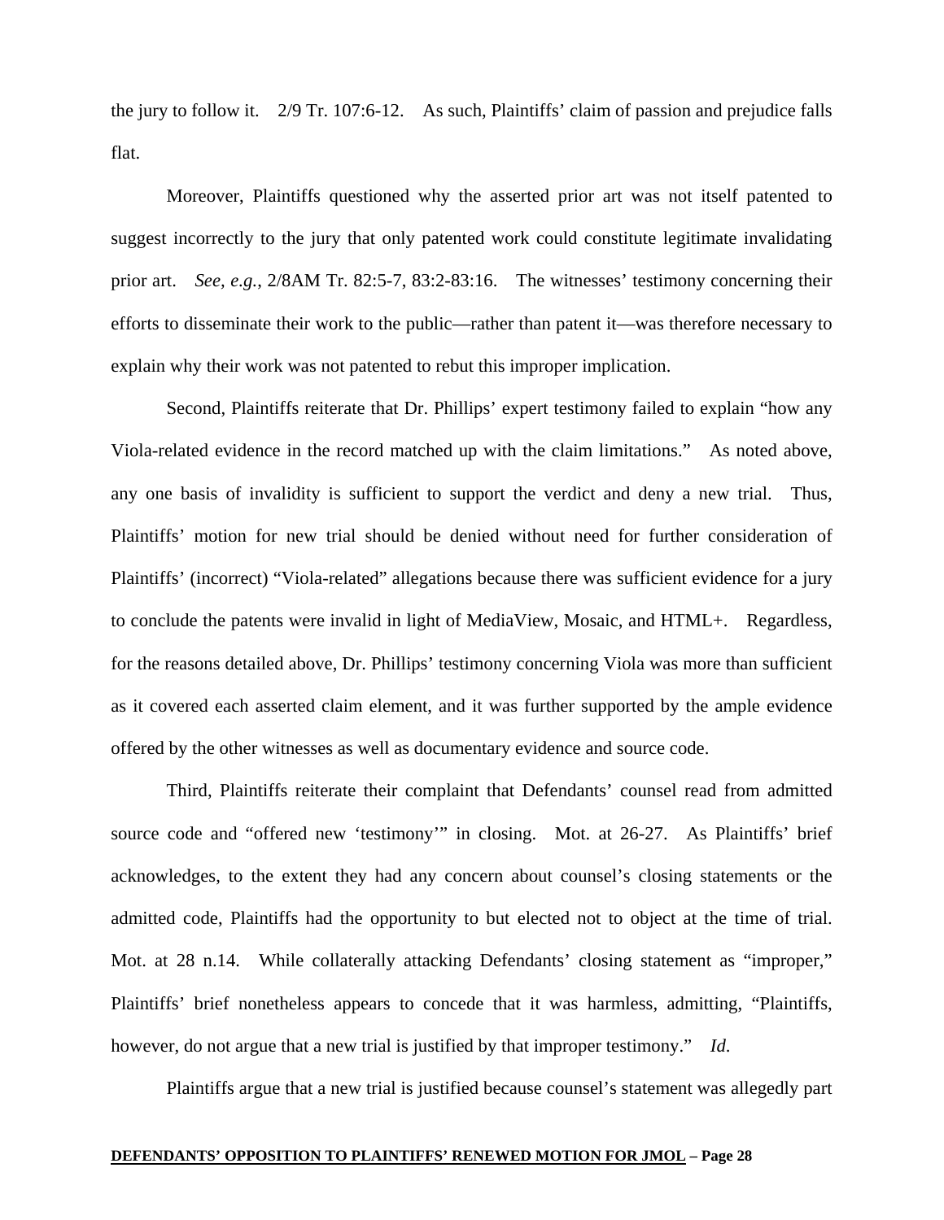the jury to follow it. 2/9 Tr. 107:6-12. As such, Plaintiffs' claim of passion and prejudice falls flat.

Moreover, Plaintiffs questioned why the asserted prior art was not itself patented to suggest incorrectly to the jury that only patented work could constitute legitimate invalidating prior art. *See, e.g.*, 2/8AM Tr. 82:5-7, 83:2-83:16. The witnesses' testimony concerning their efforts to disseminate their work to the public—rather than patent it—was therefore necessary to explain why their work was not patented to rebut this improper implication.

Second, Plaintiffs reiterate that Dr. Phillips' expert testimony failed to explain "how any Viola-related evidence in the record matched up with the claim limitations." As noted above, any one basis of invalidity is sufficient to support the verdict and deny a new trial. Thus, Plaintiffs' motion for new trial should be denied without need for further consideration of Plaintiffs' (incorrect) "Viola-related" allegations because there was sufficient evidence for a jury to conclude the patents were invalid in light of MediaView, Mosaic, and HTML+. Regardless, for the reasons detailed above, Dr. Phillips' testimony concerning Viola was more than sufficient as it covered each asserted claim element, and it was further supported by the ample evidence offered by the other witnesses as well as documentary evidence and source code.

Third, Plaintiffs reiterate their complaint that Defendants' counsel read from admitted source code and "offered new 'testimony'" in closing. Mot. at 26-27. As Plaintiffs' brief acknowledges, to the extent they had any concern about counsel's closing statements or the admitted code, Plaintiffs had the opportunity to but elected not to object at the time of trial. Mot. at 28 n.14. While collaterally attacking Defendants' closing statement as "improper," Plaintiffs' brief nonetheless appears to concede that it was harmless, admitting, "Plaintiffs, however, do not argue that a new trial is justified by that improper testimony." *Id*.

Plaintiffs argue that a new trial is justified because counsel's statement was allegedly part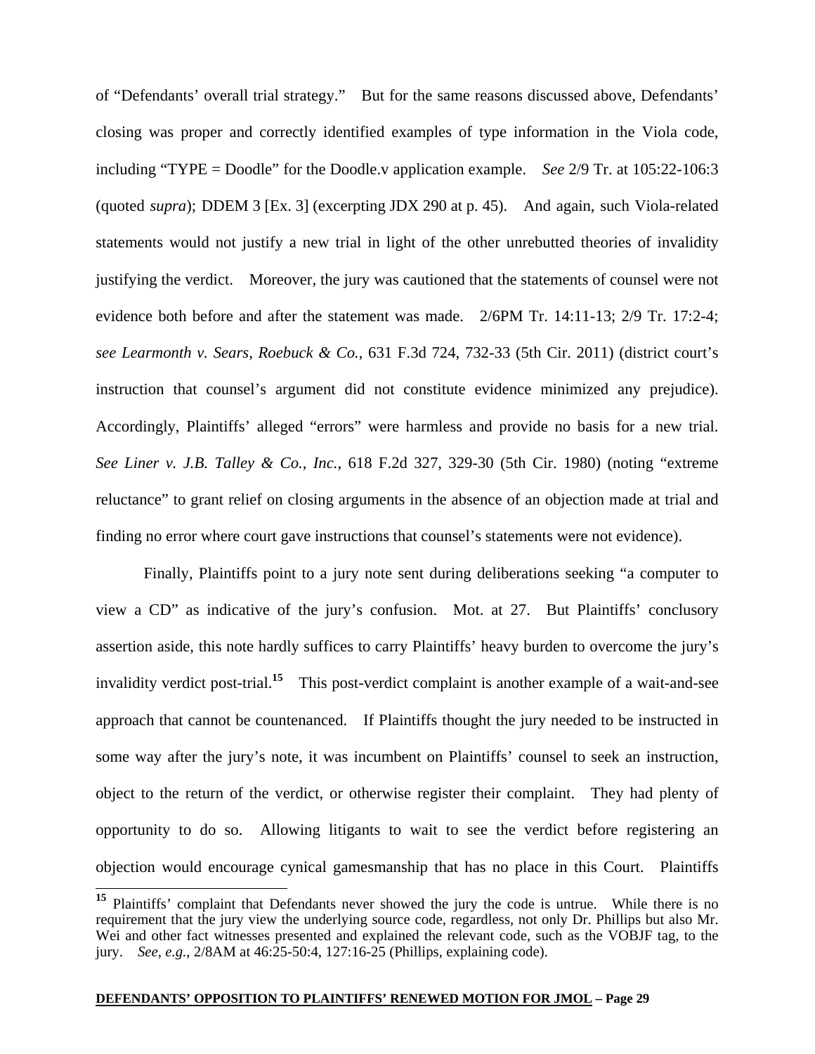of "Defendants' overall trial strategy." But for the same reasons discussed above, Defendants' closing was proper and correctly identified examples of type information in the Viola code, including "TYPE = Doodle" for the Doodle.v application example. *See* 2/9 Tr. at 105:22-106:3 (quoted *supra*); DDEM 3 [Ex. 3] (excerpting JDX 290 at p. 45). And again, such Viola-related statements would not justify a new trial in light of the other unrebutted theories of invalidity justifying the verdict. Moreover, the jury was cautioned that the statements of counsel were not evidence both before and after the statement was made. 2/6PM Tr. 14:11-13; 2/9 Tr. 17:2-4; *see Learmonth v. Sears, Roebuck & Co.*, 631 F.3d 724, 732-33 (5th Cir. 2011) (district court's instruction that counsel's argument did not constitute evidence minimized any prejudice). Accordingly, Plaintiffs' alleged "errors" were harmless and provide no basis for a new trial. *See Liner v. J.B. Talley & Co., Inc.*, 618 F.2d 327, 329-30 (5th Cir. 1980) (noting "extreme reluctance" to grant relief on closing arguments in the absence of an objection made at trial and finding no error where court gave instructions that counsel's statements were not evidence).

Finally, Plaintiffs point to a jury note sent during deliberations seeking "a computer to view a CD" as indicative of the jury's confusion. Mot. at 27. But Plaintiffs' conclusory assertion aside, this note hardly suffices to carry Plaintiffs' heavy burden to overcome the jury's invalidity verdict post-trial.[15] This post-verdict complaint is another example of a wait-and-see approach that cannot be countenanced. If Plaintiffs thought the jury needed to be instructed in some way after the jury's note, it was incumbent on Plaintiffs' counsel to seek an instruction, object to the return of the verdict, or otherwise register their complaint. They had plenty of opportunity to do so. Allowing litigants to wait to see the verdict before registering an objection would encourage cynical gamesmanship that has no place in this Court. Plaintiffs

[15] Plaintiffs' complaint that Defendants never showed the jury the code is untrue. While there is no requirement that the jury view the underlying source code, regardless, not only Dr. Phillips but also Mr. Wei and other fact witnesses presented and explained the relevant code, such as the VOBJF tag, to the jury. *See, e.g.*, 2/8AM at 46:25-50:4, 127:16-25 (Phillips, explaining code).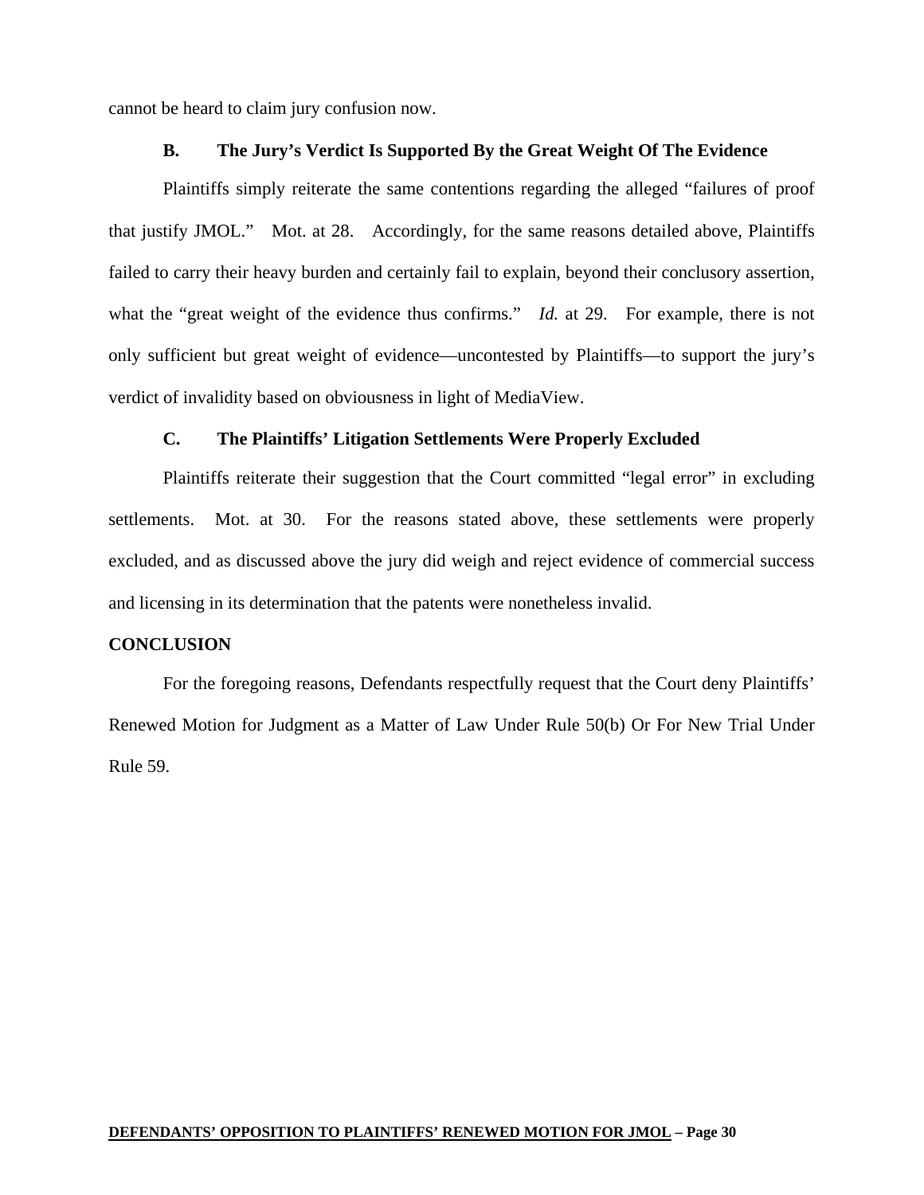cannot be heard to claim jury confusion now.

### B. The Jury's Verdict Is Supported By the Great Weight Of The Evidence

Plaintiffs simply reiterate the same contentions regarding the alleged "failures of proof that justify JMOL." Mot. at 28. Accordingly, for the same reasons detailed above, Plaintiffs failed to carry their heavy burden and certainly fail to explain, beyond their conclusory assertion, what the "great weight of the evidence thus confirms." *Id.* at 29. For example, there is not only sufficient but great weight of evidence—uncontested by Plaintiffs—to support the jury's verdict of invalidity based on obviousness in light of MediaView.

### C. The Plaintiffs' Litigation Settlements Were Properly Excluded

Plaintiffs reiterate their suggestion that the Court committed "legal error" in excluding settlements. Mot. at 30. For the reasons stated above, these settlements were properly excluded, and as discussed above the jury did weigh and reject evidence of commercial success and licensing in its determination that the patents were nonetheless invalid.

## CONCLUSION

For the foregoing reasons, Defendants respectfully request that the Court deny Plaintiffs' Renewed Motion for Judgment as a Matter of Law Under Rule 50(b) Or For New Trial Under Rule 59.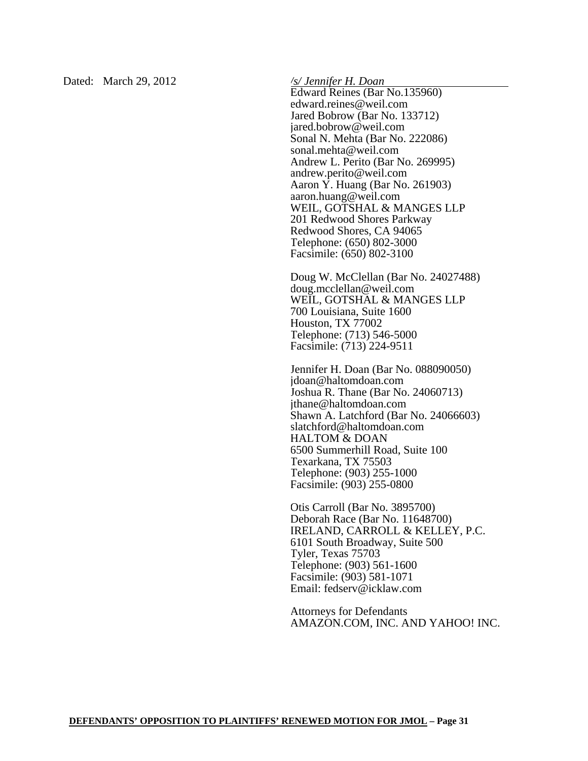Dated: March 29, 2012

*/s/ Jennifer H. Doan*

Edward Reines (Bar No.135960)
edward.reines@weil.com
Jared Bobrow (Bar No. 133712)
jared.bobrow@weil.com
Sonal N. Mehta (Bar No. 222086)
sonal.mehta@weil.com
Andrew L. Perito (Bar No. 269995)
andrew.perito@weil.com
Aaron Y. Huang (Bar No. 261903)
aaron.huang@weil.com
WEIL, GOTSHAL & MANGES LLP
201 Redwood Shores Parkway
Redwood Shores, CA 94065
Telephone: (650) 802-3000
Facsimile: (650) 802-3100

Doug W. McClellan (Bar No. 24027488)
doug.mcclellan@weil.com
WEIL, GOTSHAL & MANGES LLP
700 Louisiana, Suite 1600
Houston, TX 77002
Telephone: (713) 546-5000
Facsimile: (713) 224-9511

Jennifer H. Doan (Bar No. 088090050)
jdoan@haltomdoan.com
Joshua R. Thane (Bar No. 24060713)
jthane@haltomdoan.com
Shawn A. Latchford (Bar No. 24066603)
slatchford@haltomdoan.com
HALTOM & DOAN
6500 Summerhill Road, Suite 100
Texarkana, TX 75503
Telephone: (903) 255-1000
Facsimile: (903) 255-0800

Otis Carroll (Bar No. 3895700)
Deborah Race (Bar No. 11648700)
IRELAND, CARROLL & KELLEY, P.C.
6101 South Broadway, Suite 500
Tyler, Texas 75703
Telephone: (903) 561-1600
Facsimile: (903) 581-1071
Email: fedserv@icklaw.com

Attorneys for Defendants
AMAZON.COM, INC. AND YAHOO! INC.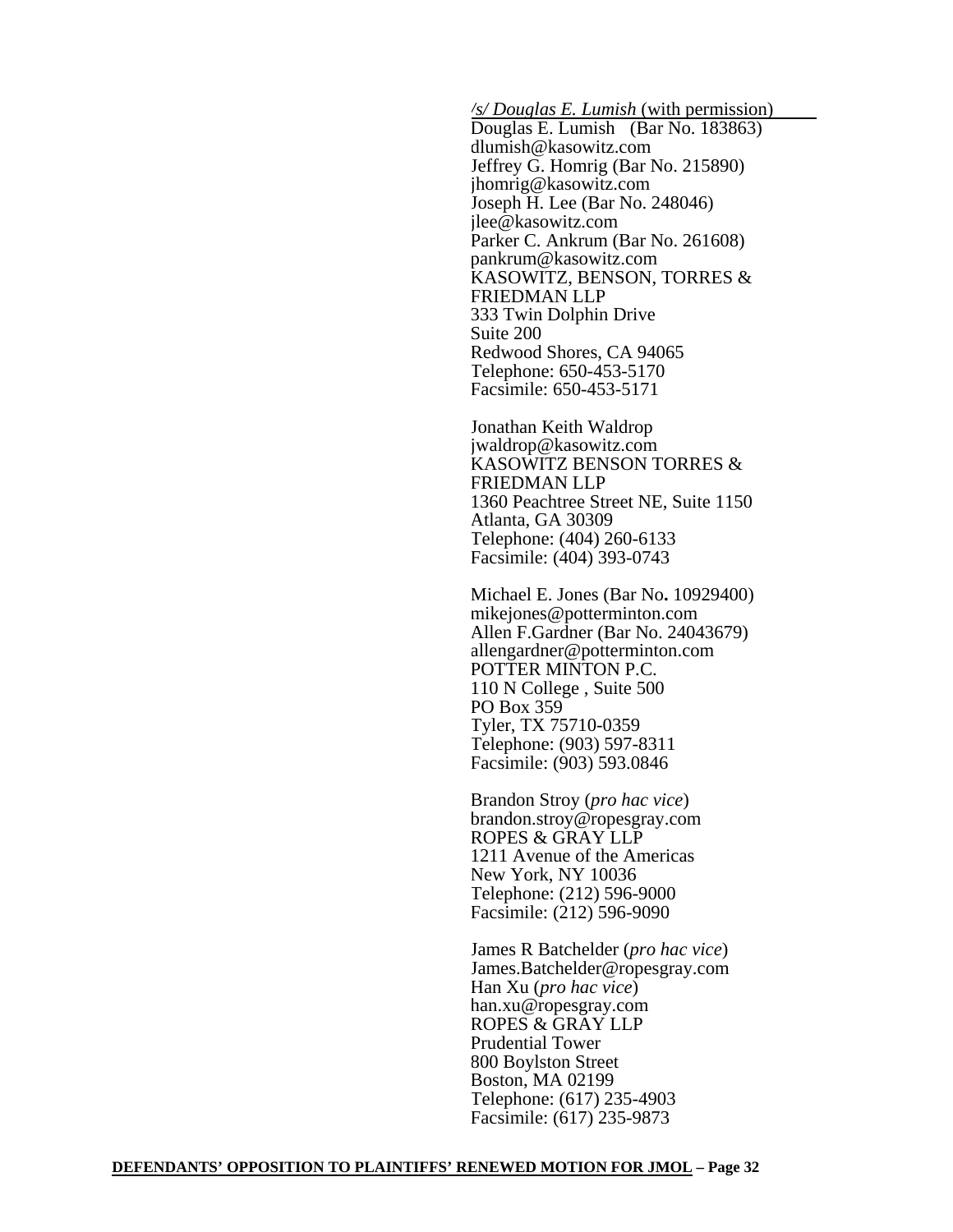*/s/ Douglas E. Lumish* (with permission)
Douglas E. Lumish (Bar No. 183863)
dlumish@kasowitz.com
Jeffrey G. Homrig (Bar No. 215890)
jhomrig@kasowitz.com
Joseph H. Lee (Bar No. 248046)
jlee@kasowitz.com
Parker C. Ankrum (Bar No. 261608)
pankrum@kasowitz.com
KASOWITZ, BENSON, TORRES & FRIEDMAN LLP
333 Twin Dolphin Drive
Suite 200
Redwood Shores, CA 94065
Telephone: 650-453-5170
Facsimile: 650-453-5171

Jonathan Keith Waldrop
jwaldrop@kasowitz.com
KASOWITZ BENSON TORRES & FRIEDMAN LLP
1360 Peachtree Street NE, Suite 1150
Atlanta, GA 30309
Telephone: (404) 260-6133
Facsimile: (404) 393-0743

Michael E. Jones (Bar No**.** 10929400)
mikejones@potterminton.com
Allen F.Gardner (Bar No. 24043679)
allengardner@potterminton.com
POTTER MINTON P.C.
110 N College , Suite 500
PO Box 359
Tyler, TX 75710-0359
Telephone: (903) 597-8311
Facsimile: (903) 593.0846

Brandon Stroy (*pro hac vice*)
brandon.stroy@ropesgray.com
ROPES & GRAY LLP
1211 Avenue of the Americas
New York, NY 10036
Telephone: (212) 596-9000
Facsimile: (212) 596-9090

James R Batchelder (*pro hac vice*)
James.Batchelder@ropesgray.com
Han Xu (*pro hac vice*)
han.xu@ropesgray.com
ROPES & GRAY LLP
Prudential Tower
800 Boylston Street
Boston, MA 02199
Telephone: (617) 235-4903
Facsimile: (617) 235-9873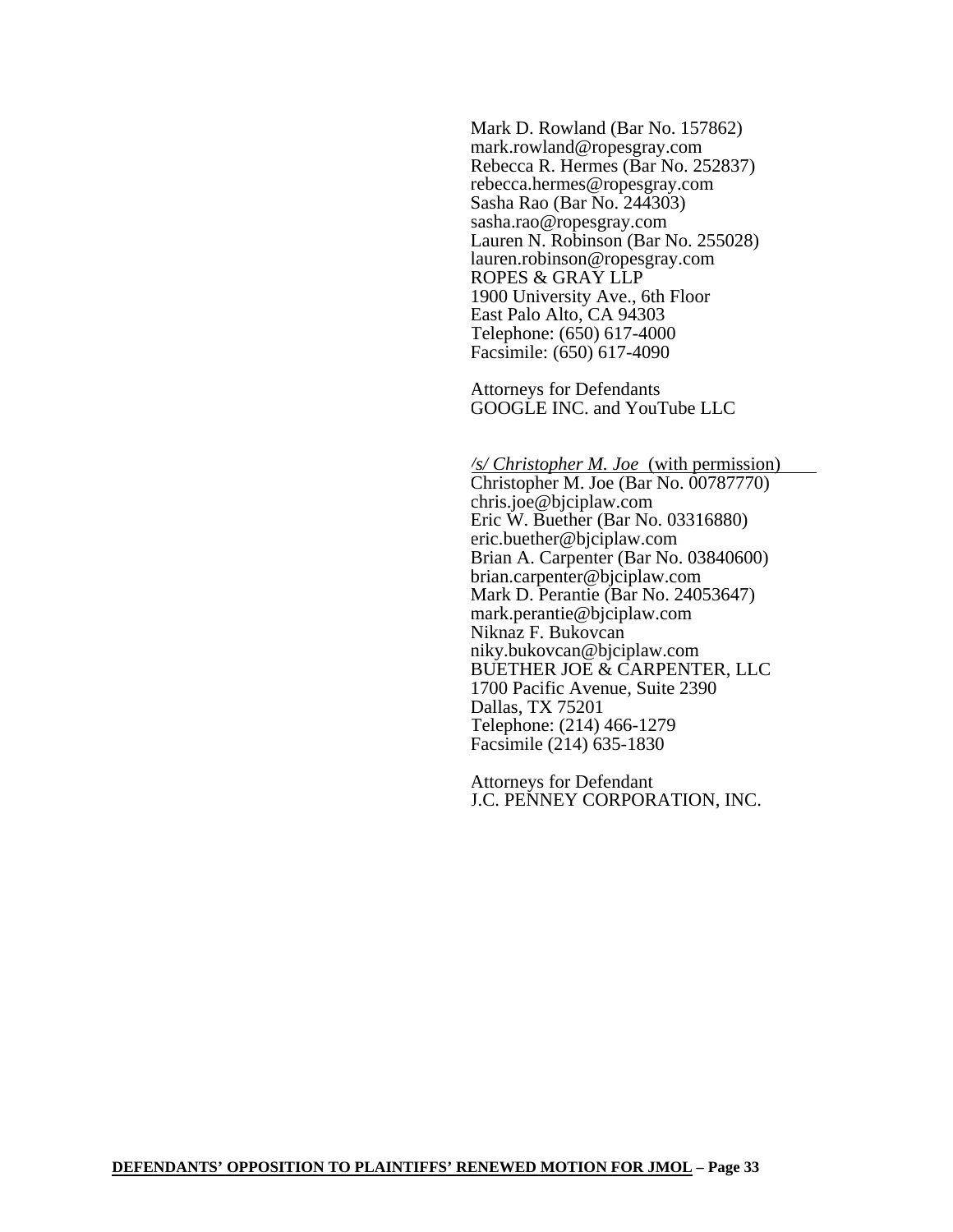Mark D. Rowland (Bar No. 157862)
mark.rowland@ropesgray.com
Rebecca R. Hermes (Bar No. 252837)
rebecca.hermes@ropesgray.com
Sasha Rao (Bar No. 244303)
sasha.rao@ropesgray.com
Lauren N. Robinson (Bar No. 255028)
lauren.robinson@ropesgray.com
ROPES & GRAY LLP
1900 University Ave., 6th Floor
East Palo Alto, CA 94303
Telephone: (650) 617-4000
Facsimile: (650) 617-4090

Attorneys for Defendants
GOOGLE INC. and YouTube LLC

*/s/ Christopher M. Joe* (with permission)
Christopher M. Joe (Bar No. 00787770)
chris.joe@bjciplaw.com
Eric W. Buether (Bar No. 03316880)
eric.buether@bjciplaw.com
Brian A. Carpenter (Bar No. 03840600)
brian.carpenter@bjciplaw.com
Mark D. Perantie (Bar No. 24053647)
mark.perantie@bjciplaw.com
Niknaz F. Bukovcan
niky.bukovcan@bjciplaw.com
BUETHER JOE & CARPENTER, LLC
1700 Pacific Avenue, Suite 2390
Dallas, TX 75201
Telephone: (214) 466-1279
Facsimile (214) 635-1830

Attorneys for Defendant
J.C. PENNEY CORPORATION, INC.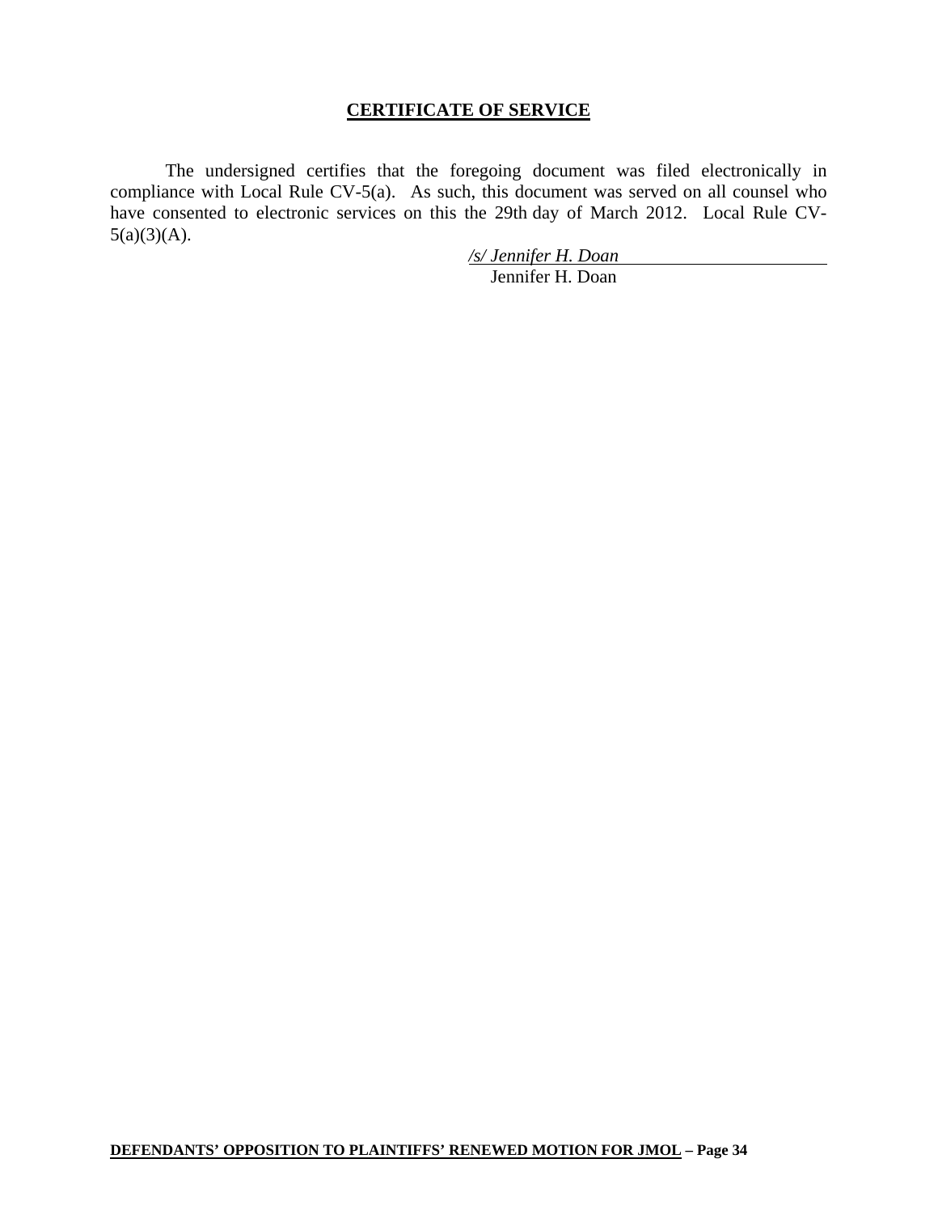## CERTIFICATE OF SERVICE

The undersigned certifies that the foregoing document was filed electronically in compliance with Local Rule CV-5(a). As such, this document was served on all counsel who have consented to electronic services on this the 29th day of March 2012. Local Rule CV-5(a)(3)(A).

*/s/ Jennifer H. Doan*
Jennifer H. Doan